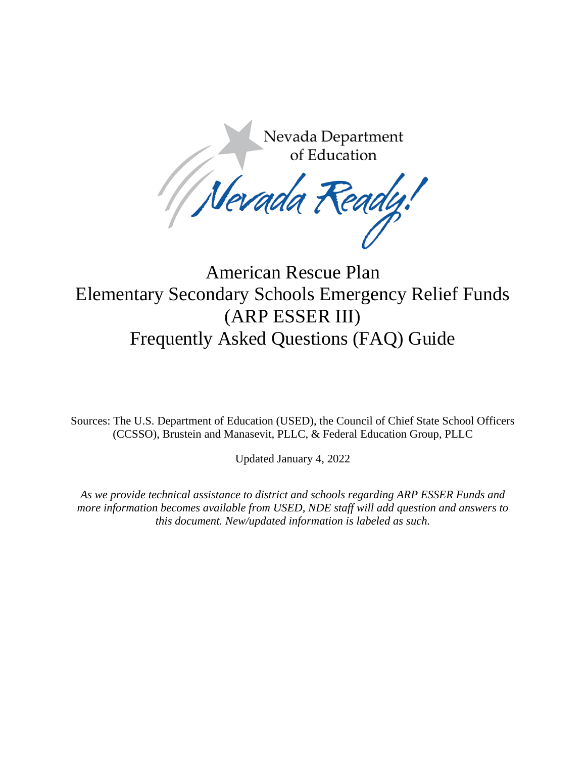Nevada Department of Education

Nevada Ready!

# American Rescue Plan Elementary Secondary Schools Emergency Relief Funds (ARP ESSER III) Frequently Asked Questions (FAQ) Guide

Sources: The U.S. Department of Education (USED), the Council of Chief State School Officers (CCSSO), Brustein and Manasevit, PLLC, & Federal Education Group, PLLC

Updated January 4, 2022

*As we provide technical assistance to district and schools regarding ARP ESSER Funds and more information becomes available from USED, NDE staff will add question and answers to this document. New/updated information is labeled as such.*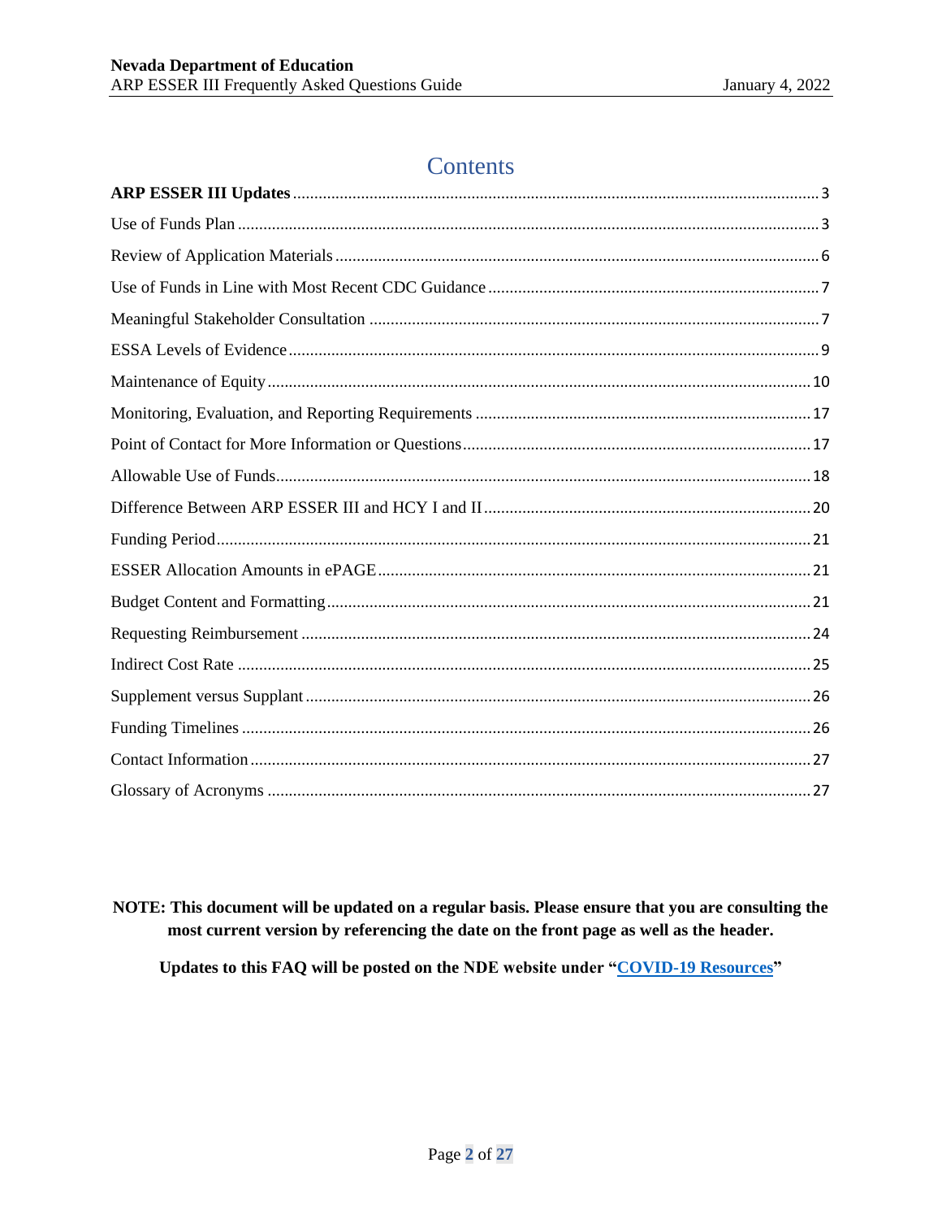# Contents

**ARP ESSER III Updates** ........................................................................................................ 3

Use of Funds Plan ........................................................................................................ 3

Review of Application Materials ........................................................................................................ 6

Use of Funds in Line with Most Recent CDC Guidance ........................................................................................................ 7

Meaningful Stakeholder Consultation ........................................................................................................ 7

ESSA Levels of Evidence ........................................................................................................ 9

Maintenance of Equity ........................................................................................................ 10

Monitoring, Evaluation, and Reporting Requirements ........................................................................................................ 17

Point of Contact for More Information or Questions ........................................................................................................ 17

Allowable Use of Funds ........................................................................................................ 18

Difference Between ARP ESSER III and HCY I and II ........................................................................................................ 20

Funding Period ........................................................................................................ 21

ESSER Allocation Amounts in ePAGE ........................................................................................................ 21

Budget Content and Formatting ........................................................................................................ 21

Requesting Reimbursement ........................................................................................................ 24

Indirect Cost Rate ........................................................................................................ 25

Supplement versus Supplant ........................................................................................................ 26

Funding Timelines ........................................................................................................ 26

Contact Information ........................................................................................................ 27

Glossary of Acronyms ........................................................................................................ 27

**NOTE: This document will be updated on a regular basis. Please ensure that you are consulting the most current version by referencing the date on the front page as well as the header.**

**Updates to this FAQ will be posted on the NDE website under "[COVID-19 Resources]"**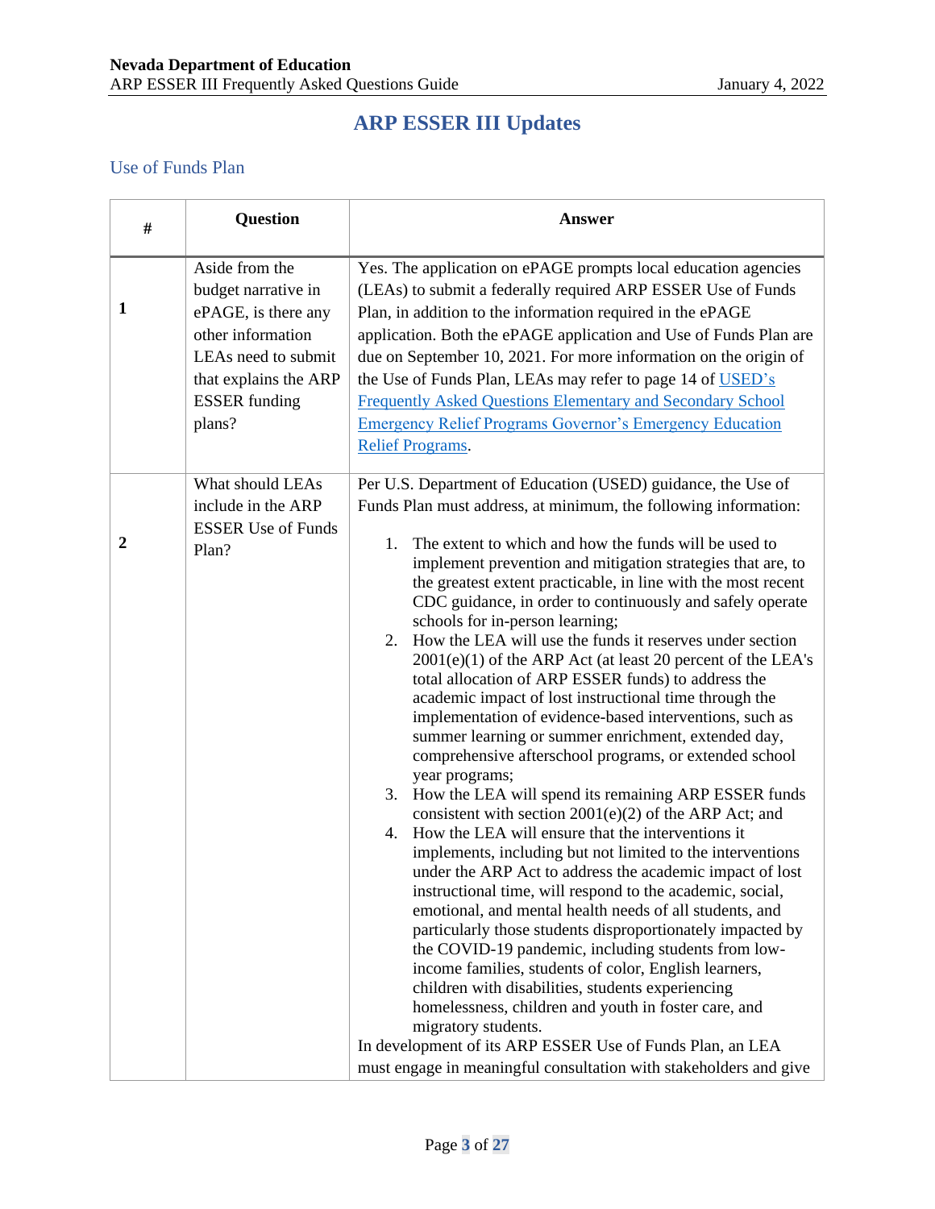# ARP ESSER III Updates

## Use of Funds Plan

| # | Question | Answer |
|---|---|---|
| **1** | Aside from the budget narrative in ePAGE, is there any other information LEAs need to submit that explains the ARP ESSER funding plans? | Yes. The application on ePAGE prompts local education agencies (LEAs) to submit a federally required ARP ESSER Use of Funds Plan, in addition to the information required in the ePAGE application. Both the ePAGE application and Use of Funds Plan are due on September 10, 2021. For more information on the origin of the Use of Funds Plan, LEAs may refer to page 14 of USED's Frequently Asked Questions Elementary and Secondary School Emergency Relief Programs Governor's Emergency Education Relief Programs. |
| **2** | What should LEAs include in the ARP ESSER Use of Funds Plan? | Per U.S. Department of Education (USED) guidance, the Use of Funds Plan must address, at minimum, the following information:<br><br>1. The extent to which and how the funds will be used to implement prevention and mitigation strategies that are, to the greatest extent practicable, in line with the most recent CDC guidance, in order to continuously and safely operate schools for in-person learning;<br>2. How the LEA will use the funds it reserves under section 2001(e)(1) of the ARP Act (at least 20 percent of the LEA's total allocation of ARP ESSER funds) to address the academic impact of lost instructional time through the implementation of evidence-based interventions, such as summer learning or summer enrichment, extended day, comprehensive afterschool programs, or extended school year programs;<br>3. How the LEA will spend its remaining ARP ESSER funds consistent with section 2001(e)(2) of the ARP Act; and<br>4. How the LEA will ensure that the interventions it implements, including but not limited to the interventions under the ARP Act to address the academic impact of lost instructional time, will respond to the academic, social, emotional, and mental health needs of all students, and particularly those students disproportionately impacted by the COVID-19 pandemic, including students from low-income families, students of color, English learners, children with disabilities, students experiencing homelessness, children and youth in foster care, and migratory students.<br><br>In development of its ARP ESSER Use of Funds Plan, an LEA must engage in meaningful consultation with stakeholders and give |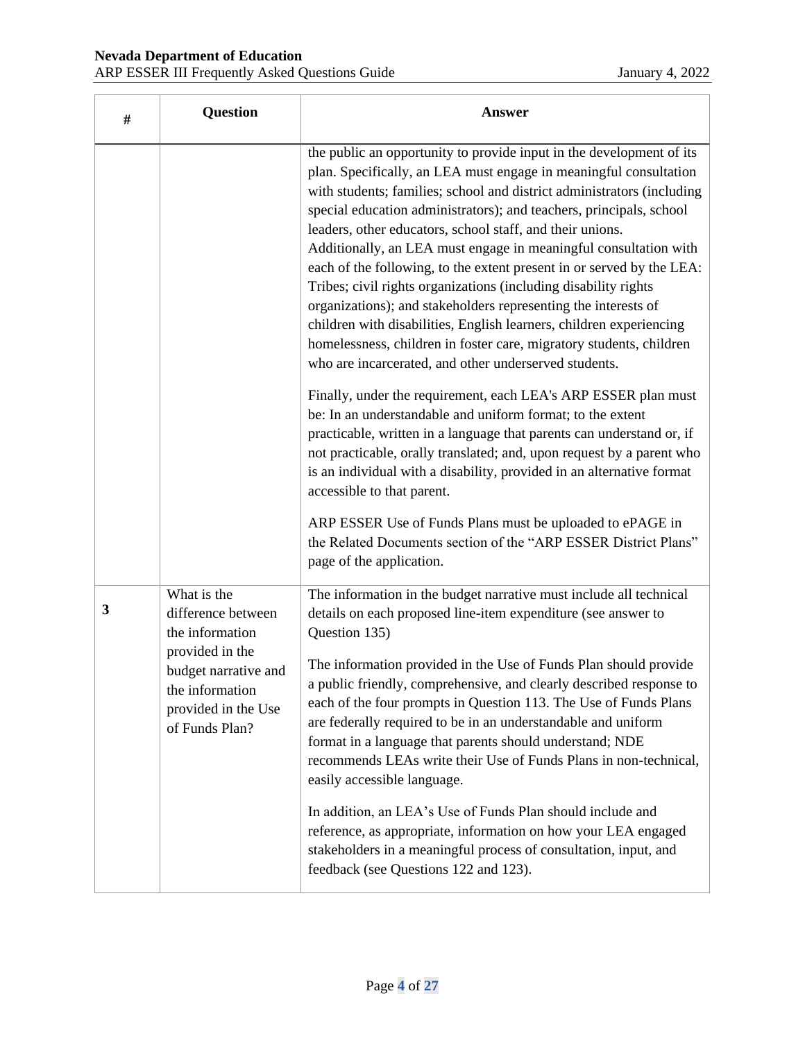| # | Question | Answer |
|---|---|---|
| | | the public an opportunity to provide input in the development of its plan. Specifically, an LEA must engage in meaningful consultation with students; families; school and district administrators (including special education administrators); and teachers, principals, school leaders, other educators, school staff, and their unions. Additionally, an LEA must engage in meaningful consultation with each of the following, to the extent present in or served by the LEA: Tribes; civil rights organizations (including disability rights organizations); and stakeholders representing the interests of children with disabilities, English learners, children experiencing homelessness, children in foster care, migratory students, children who are incarcerated, and other underserved students.<br><br>Finally, under the requirement, each LEA's ARP ESSER plan must be: In an understandable and uniform format; to the extent practicable, written in a language that parents can understand or, if not practicable, orally translated; and, upon request by a parent who is an individual with a disability, provided in an alternative format accessible to that parent.<br><br>ARP ESSER Use of Funds Plans must be uploaded to ePAGE in the Related Documents section of the "ARP ESSER District Plans" page of the application. |
| 3 | What is the difference between the information provided in the budget narrative and the information provided in the Use of Funds Plan? | The information in the budget narrative must include all technical details on each proposed line-item expenditure (see answer to Question 135)<br><br>The information provided in the Use of Funds Plan should provide a public friendly, comprehensive, and clearly described response to each of the four prompts in Question 113. The Use of Funds Plans are federally required to be in an understandable and uniform format in a language that parents should understand; NDE recommends LEAs write their Use of Funds Plans in non-technical, easily accessible language.<br><br>In addition, an LEA's Use of Funds Plan should include and reference, as appropriate, information on how your LEA engaged stakeholders in a meaningful process of consultation, input, and feedback (see Questions 122 and 123). |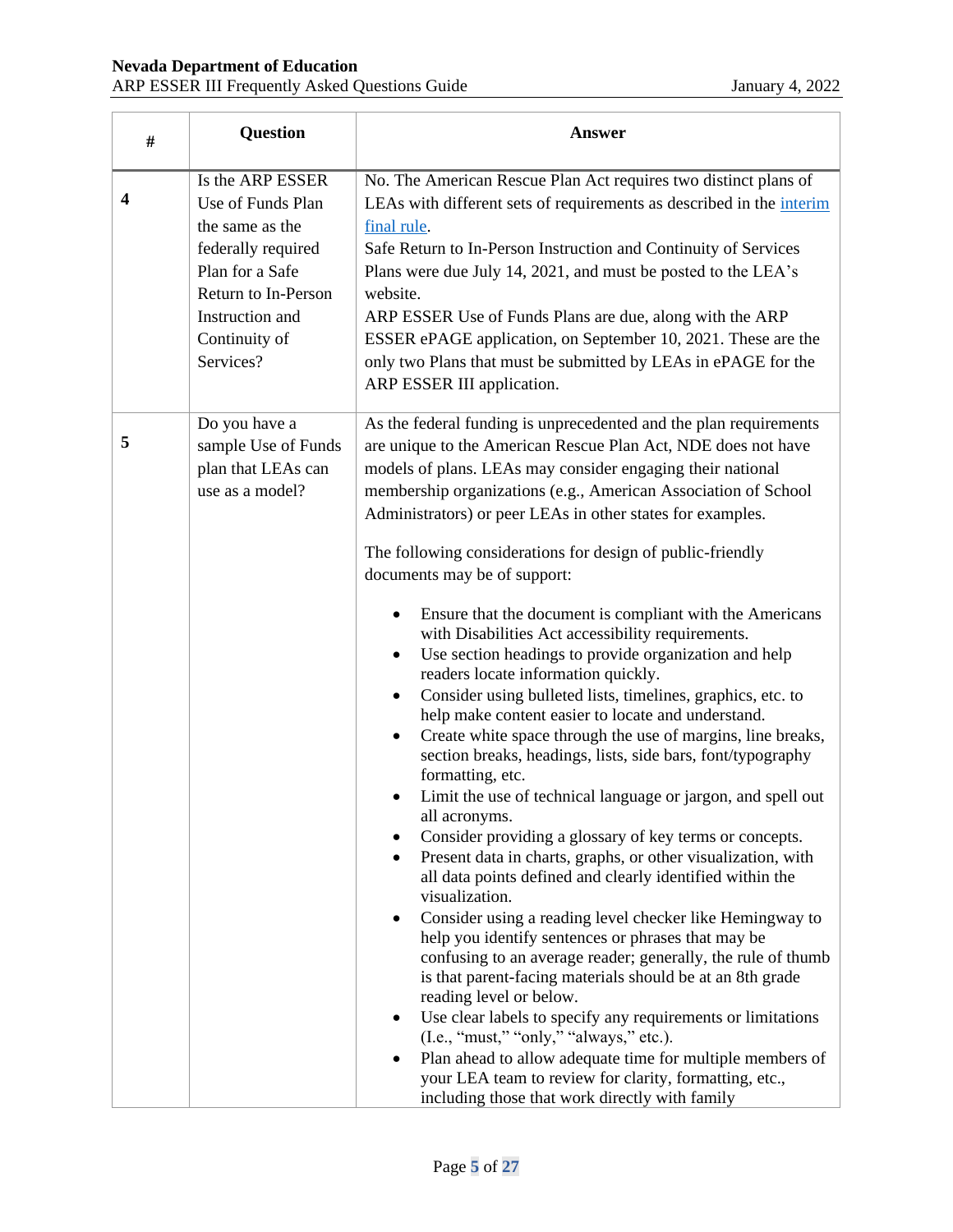| # | Question | Answer |
|---|---|---|
| **4** | Is the ARP ESSER Use of Funds Plan the same as the federally required Plan for a Safe Return to In-Person Instruction and Continuity of Services? | No. The American Rescue Plan Act requires two distinct plans of LEAs with different sets of requirements as described in the interim final rule.<br>Safe Return to In-Person Instruction and Continuity of Services Plans were due July 14, 2021, and must be posted to the LEA's website.<br>ARP ESSER Use of Funds Plans are due, along with the ARP ESSER ePAGE application, on September 10, 2021. These are the only two Plans that must be submitted by LEAs in ePAGE for the ARP ESSER III application. |
| **5** | Do you have a sample Use of Funds plan that LEAs can use as a model? | As the federal funding is unprecedented and the plan requirements are unique to the American Rescue Plan Act, NDE does not have models of plans. LEAs may consider engaging their national membership organizations (e.g., American Association of School Administrators) or peer LEAs in other states for examples.<br><br>The following considerations for design of public-friendly documents may be of support:<br><br>• Ensure that the document is compliant with the Americans with Disabilities Act accessibility requirements.<br>• Use section headings to provide organization and help readers locate information quickly.<br>• Consider using bulleted lists, timelines, graphics, etc. to help make content easier to locate and understand.<br>• Create white space through the use of margins, line breaks, section breaks, headings, lists, side bars, font/typography formatting, etc.<br>• Limit the use of technical language or jargon, and spell out all acronyms.<br>• Consider providing a glossary of key terms or concepts.<br>• Present data in charts, graphs, or other visualization, with all data points defined and clearly identified within the visualization.<br>• Consider using a reading level checker like Hemingway to help you identify sentences or phrases that may be confusing to an average reader; generally, the rule of thumb is that parent-facing materials should be at an 8th grade reading level or below.<br>• Use clear labels to specify any requirements or limitations (I.e., "must," "only," "always," etc.).<br>• Plan ahead to allow adequate time for multiple members of your LEA team to review for clarity, formatting, etc., including those that work directly with family |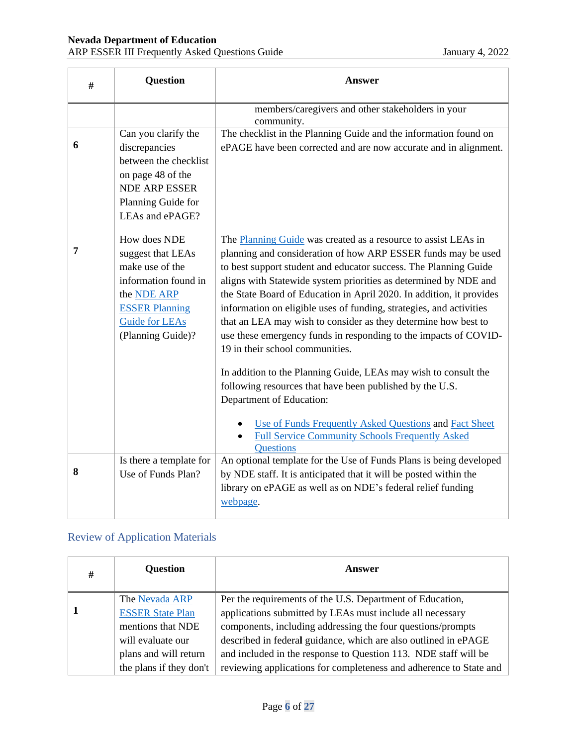| # | Question | Answer |
|---|---|---|
| | | members/caregivers and other stakeholders in your community. |
| **6** | Can you clarify the discrepancies between the checklist on page 48 of the NDE ARP ESSER Planning Guide for LEAs and ePAGE? | The checklist in the Planning Guide and the information found on ePAGE have been corrected and are now accurate and in alignment. |
| **7** | How does NDE suggest that LEAs make use of the information found in the NDE ARP ESSER Planning Guide for LEAs (Planning Guide)? | The Planning Guide was created as a resource to assist LEAs in planning and consideration of how ARP ESSER funds may be used to best support student and educator success. The Planning Guide aligns with Statewide system priorities as determined by NDE and the State Board of Education in April 2020. In addition, it provides information on eligible uses of funding, strategies, and activities that an LEA may wish to consider as they determine how best to use these emergency funds in responding to the impacts of COVID-19 in their school communities.<br><br>In addition to the Planning Guide, LEAs may wish to consult the following resources that have been published by the U.S. Department of Education:<br><br>• Use of Funds Frequently Asked Questions and Fact Sheet<br>• Full Service Community Schools Frequently Asked Questions |
| **8** | Is there a template for Use of Funds Plan? | An optional template for the Use of Funds Plans is being developed by NDE staff. It is anticipated that it will be posted within the library on ePAGE as well as on NDE's federal relief funding webpage. |

## Review of Application Materials

| # | Question | Answer |
|---|---|---|
| **1** | The Nevada ARP ESSER State Plan mentions that NDE will evaluate our plans and will return the plans if they don't | Per the requirements of the U.S. Department of Education, applications submitted by LEAs must include all necessary components, including addressing the four questions/prompts described in federal guidance, which are also outlined in ePAGE and included in the response to Question 113. NDE staff will be reviewing applications for completeness and adherence to State and |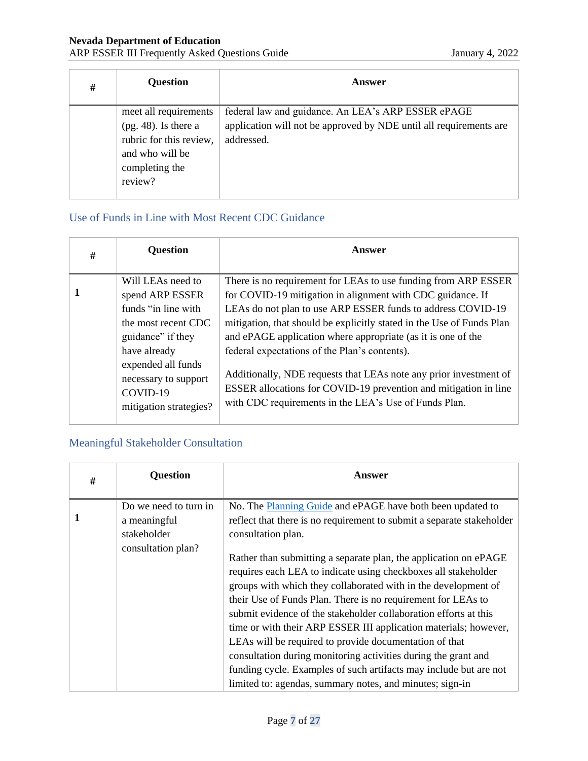| # | Question | Answer |
|---|---|---|
| | meet all requirements (pg. 48). Is there a rubric for this review, and who will be completing the review? | federal law and guidance. An LEA's ARP ESSER ePAGE application will not be approved by NDE until all requirements are addressed. |

## Use of Funds in Line with Most Recent CDC Guidance

| # | Question | Answer |
|---|---|---|
| 1 | Will LEAs need to spend ARP ESSER funds "in line with the most recent CDC guidance" if they have already expended all funds necessary to support COVID-19 mitigation strategies? | There is no requirement for LEAs to use funding from ARP ESSER for COVID-19 mitigation in alignment with CDC guidance. If LEAs do not plan to use ARP ESSER funds to address COVID-19 mitigation, that should be explicitly stated in the Use of Funds Plan and ePAGE application where appropriate (as it is one of the federal expectations of the Plan's contents).<br><br>Additionally, NDE requests that LEAs note any prior investment of ESSER allocations for COVID-19 prevention and mitigation in line with CDC requirements in the LEA's Use of Funds Plan. |

## Meaningful Stakeholder Consultation

| # | Question | Answer |
|---|---|---|
| 1 | Do we need to turn in a meaningful stakeholder consultation plan? | No. The Planning Guide and ePAGE have both been updated to reflect that there is no requirement to submit a separate stakeholder consultation plan.<br><br>Rather than submitting a separate plan, the application on ePAGE requires each LEA to indicate using checkboxes all stakeholder groups with which they collaborated with in the development of their Use of Funds Plan. There is no requirement for LEAs to submit evidence of the stakeholder collaboration efforts at this time or with their ARP ESSER III application materials; however, LEAs will be required to provide documentation of that consultation during monitoring activities during the grant and funding cycle. Examples of such artifacts may include but are not limited to: agendas, summary notes, and minutes; sign-in |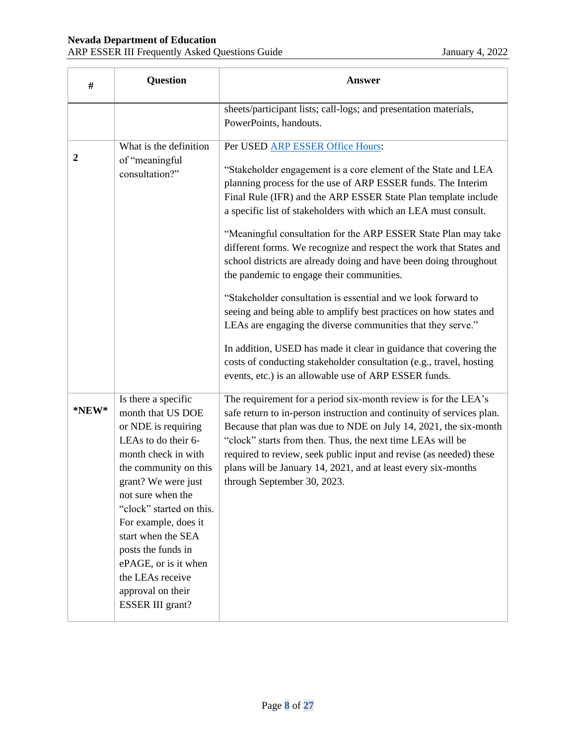| # | Question | Answer |
|---|---|---|
| | | sheets/participant lists; call-logs; and presentation materials, PowerPoints, handouts. |
| **2** | What is the definition of "meaningful consultation?" | Per USED [ARP ESSER Office Hours](): <br><br> "Stakeholder engagement is a core element of the State and LEA planning process for the use of ARP ESSER funds. The Interim Final Rule (IFR) and the ARP ESSER State Plan template include a specific list of stakeholders with which an LEA must consult. <br><br> "Meaningful consultation for the ARP ESSER State Plan may take different forms. We recognize and respect the work that States and school districts are already doing and have been doing throughout the pandemic to engage their communities. <br><br> "Stakeholder consultation is essential and we look forward to seeing and being able to amplify best practices on how states and LEAs are engaging the diverse communities that they serve." <br><br> In addition, USED has made it clear in guidance that covering the costs of conducting stakeholder consultation (e.g., travel, hosting events, etc.) is an allowable use of ARP ESSER funds. |
| ***NEW*** | Is there a specific month that US DOE or NDE is requiring LEAs to do their 6-month check in with the community on this grant? We were just not sure when the "clock" started on this. For example, does it start when the SEA posts the funds in ePAGE, or is it when the LEAs receive approval on their ESSER III grant? | The requirement for a period six-month review is for the LEA's safe return to in-person instruction and continuity of services plan. Because that plan was due to NDE on July 14, 2021, the six-month "clock" starts from then. Thus, the next time LEAs will be required to review, seek public input and revise (as needed) these plans will be January 14, 2021, and at least every six-months through September 30, 2023. |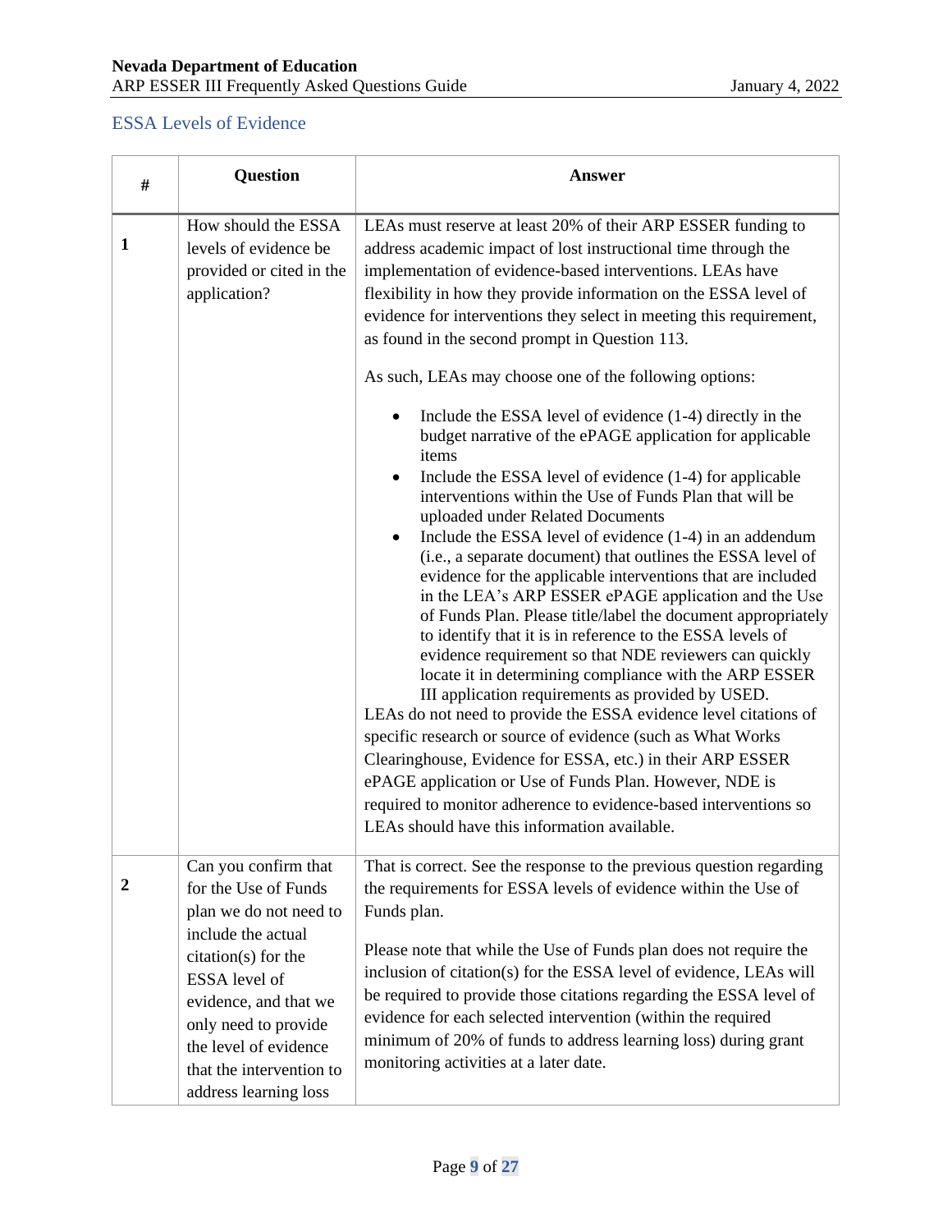## ESSA Levels of Evidence

| # | Question | Answer |
|---|---|---|
| **1** | How should the ESSA levels of evidence be provided or cited in the application? | LEAs must reserve at least 20% of their ARP ESSER funding to address academic impact of lost instructional time through the implementation of evidence-based interventions. LEAs have flexibility in how they provide information on the ESSA level of evidence for interventions they select in meeting this requirement, as found in the second prompt in Question 113.<br><br>As such, LEAs may choose one of the following options:<br><br>• Include the ESSA level of evidence (1-4) directly in the budget narrative of the ePAGE application for applicable items<br>• Include the ESSA level of evidence (1-4) for applicable interventions within the Use of Funds Plan that will be uploaded under Related Documents<br>• Include the ESSA level of evidence (1-4) in an addendum (i.e., a separate document) that outlines the ESSA level of evidence for the applicable interventions that are included in the LEA's ARP ESSER ePAGE application and the Use of Funds Plan. Please title/label the document appropriately to identify that it is in reference to the ESSA levels of evidence requirement so that NDE reviewers can quickly locate it in determining compliance with the ARP ESSER III application requirements as provided by USED.<br><br>LEAs do not need to provide the ESSA evidence level citations of specific research or source of evidence (such as What Works Clearinghouse, Evidence for ESSA, etc.) in their ARP ESSER ePAGE application or Use of Funds Plan. However, NDE is required to monitor adherence to evidence-based interventions so LEAs should have this information available. |
| **2** | Can you confirm that for the Use of Funds plan we do not need to include the actual citation(s) for the ESSA level of evidence, and that we only need to provide the level of evidence that the intervention to address learning loss | That is correct. See the response to the previous question regarding the requirements for ESSA levels of evidence within the Use of Funds plan.<br><br>Please note that while the Use of Funds plan does not require the inclusion of citation(s) for the ESSA level of evidence, LEAs will be required to provide those citations regarding the ESSA level of evidence for each selected intervention (within the required minimum of 20% of funds to address learning loss) during grant monitoring activities at a later date. |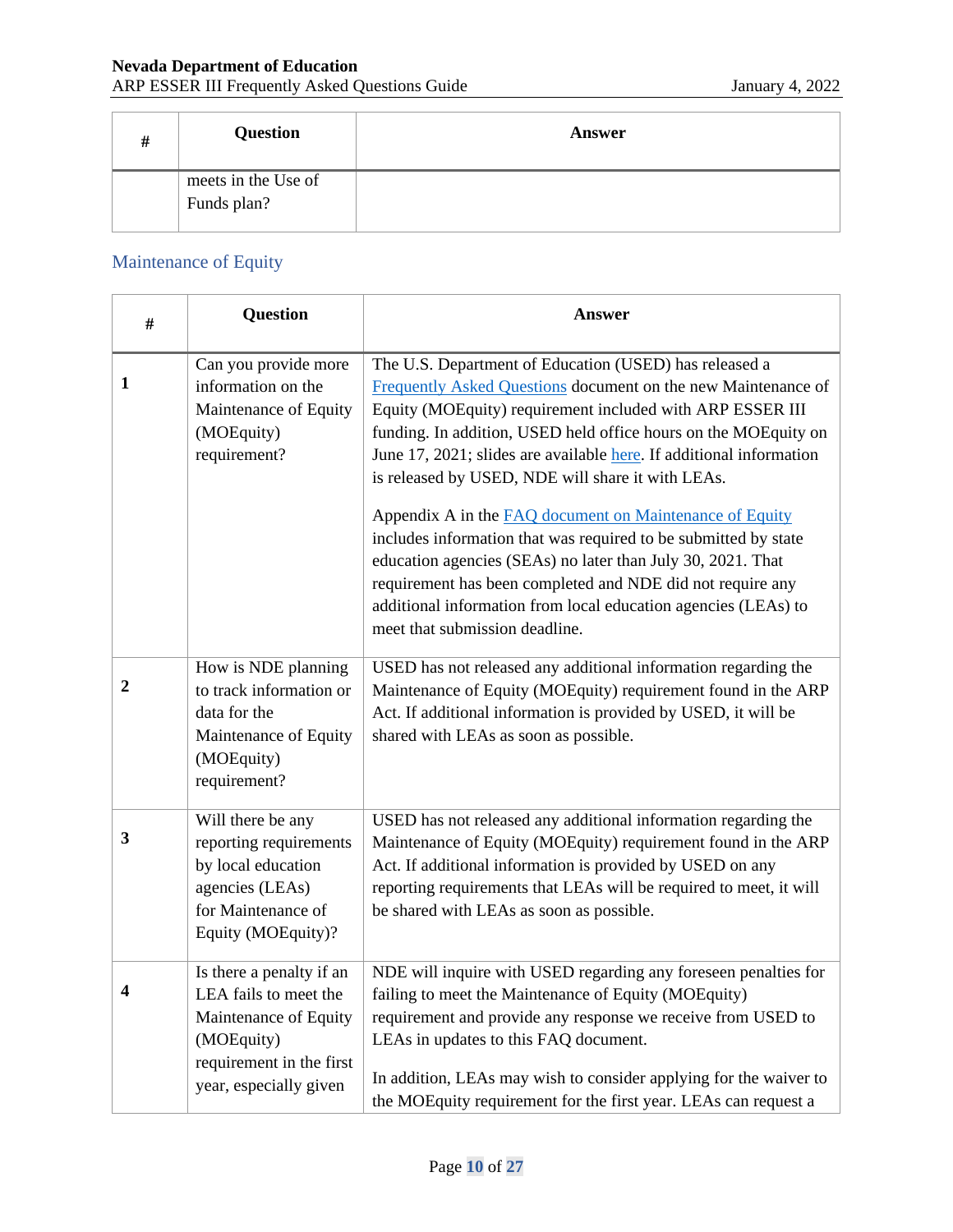| # | Question | Answer |
|---|---|---|
| | meets in the Use of Funds plan? | |

## Maintenance of Equity

| # | Question | Answer |
|---|---|---|
| 1 | Can you provide more information on the Maintenance of Equity (MOEquity) requirement? | The U.S. Department of Education (USED) has released a Frequently Asked Questions document on the new Maintenance of Equity (MOEquity) requirement included with ARP ESSER III funding. In addition, USED held office hours on the MOEquity on June 17, 2021; slides are available here. If additional information is released by USED, NDE will share it with LEAs.<br><br>Appendix A in the FAQ document on Maintenance of Equity includes information that was required to be submitted by state education agencies (SEAs) no later than July 30, 2021. That requirement has been completed and NDE did not require any additional information from local education agencies (LEAs) to meet that submission deadline. |
| 2 | How is NDE planning to track information or data for the Maintenance of Equity (MOEquity) requirement? | USED has not released any additional information regarding the Maintenance of Equity (MOEquity) requirement found in the ARP Act. If additional information is provided by USED, it will be shared with LEAs as soon as possible. |
| 3 | Will there be any reporting requirements by local education agencies (LEAs) for Maintenance of Equity (MOEquity)? | USED has not released any additional information regarding the Maintenance of Equity (MOEquity) requirement found in the ARP Act. If additional information is provided by USED on any reporting requirements that LEAs will be required to meet, it will be shared with LEAs as soon as possible. |
| 4 | Is there a penalty if an LEA fails to meet the Maintenance of Equity (MOEquity) requirement in the first year, especially given | NDE will inquire with USED regarding any foreseen penalties for failing to meet the Maintenance of Equity (MOEquity) requirement and provide any response we receive from USED to LEAs in updates to this FAQ document.<br><br>In addition, LEAs may wish to consider applying for the waiver to the MOEquity requirement for the first year. LEAs can request a |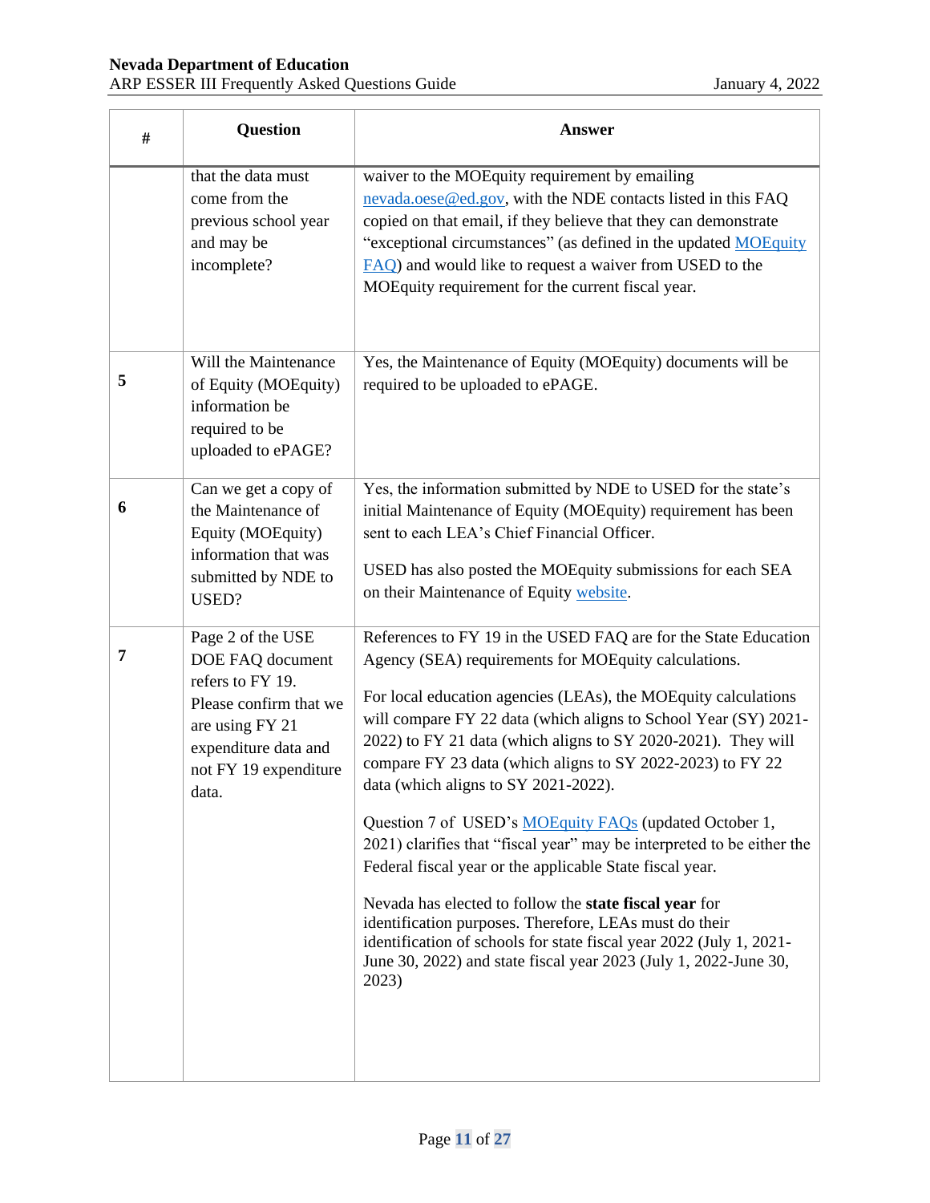| # | Question | Answer |
|---|---|---|
| | that the data must come from the previous school year and may be incomplete? | waiver to the MOEquity requirement by emailing nevada.oese@ed.gov, with the NDE contacts listed in this FAQ copied on that email, if they believe that they can demonstrate "exceptional circumstances" (as defined in the updated MOEquity FAQ) and would like to request a waiver from USED to the MOEquity requirement for the current fiscal year. |
| **5** | Will the Maintenance of Equity (MOEquity) information be required to be uploaded to ePAGE? | Yes, the Maintenance of Equity (MOEquity) documents will be required to be uploaded to ePAGE. |
| **6** | Can we get a copy of the Maintenance of Equity (MOEquity) information that was submitted by NDE to USED? | Yes, the information submitted by NDE to USED for the state's initial Maintenance of Equity (MOEquity) requirement has been sent to each LEA's Chief Financial Officer.<br><br>USED has also posted the MOEquity submissions for each SEA on their Maintenance of Equity website. |
| **7** | Page 2 of the USE DOE FAQ document refers to FY 19. Please confirm that we are using FY 21 expenditure data and not FY 19 expenditure data. | References to FY 19 in the USED FAQ are for the State Education Agency (SEA) requirements for MOEquity calculations.<br><br>For local education agencies (LEAs), the MOEquity calculations will compare FY 22 data (which aligns to School Year (SY) 2021-2022) to FY 21 data (which aligns to SY 2020-2021). They will compare FY 23 data (which aligns to SY 2022-2023) to FY 22 data (which aligns to SY 2021-2022).<br><br>Question 7 of USED's MOEquity FAQs (updated October 1, 2021) clarifies that "fiscal year" may be interpreted to be either the Federal fiscal year or the applicable State fiscal year.<br><br>Nevada has elected to follow the **state fiscal year** for identification purposes. Therefore, LEAs must do their identification of schools for state fiscal year 2022 (July 1, 2021-June 30, 2022) and state fiscal year 2023 (July 1, 2022-June 30, 2023) |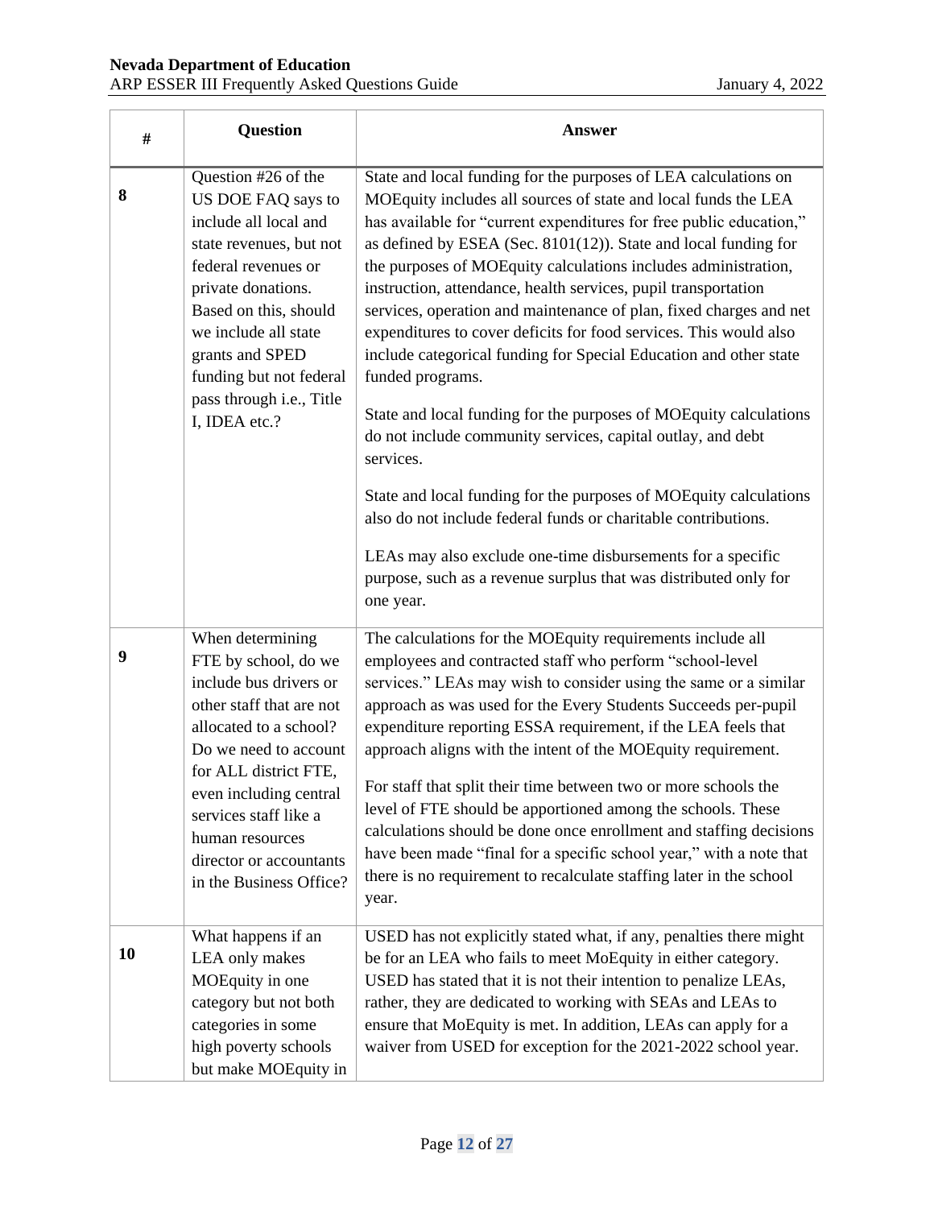| # | Question | Answer |
|---|---|---|
| **8** | Question #26 of the US DOE FAQ says to include all local and state revenues, but not federal revenues or private donations. Based on this, should we include all state grants and SPED funding but not federal pass through i.e., Title I, IDEA etc.? | State and local funding for the purposes of LEA calculations on MOEquity includes all sources of state and local funds the LEA has available for "current expenditures for free public education," as defined by ESEA (Sec. 8101(12)). State and local funding for the purposes of MOEquity calculations includes administration, instruction, attendance, health services, pupil transportation services, operation and maintenance of plan, fixed charges and net expenditures to cover deficits for food services. This would also include categorical funding for Special Education and other state funded programs.<br><br>State and local funding for the purposes of MOEquity calculations do not include community services, capital outlay, and debt services.<br><br>State and local funding for the purposes of MOEquity calculations also do not include federal funds or charitable contributions.<br><br>LEAs may also exclude one-time disbursements for a specific purpose, such as a revenue surplus that was distributed only for one year. |
| **9** | When determining FTE by school, do we include bus drivers or other staff that are not allocated to a school? Do we need to account for ALL district FTE, even including central services staff like a human resources director or accountants in the Business Office? | The calculations for the MOEquity requirements include all employees and contracted staff who perform "school-level services." LEAs may wish to consider using the same or a similar approach as was used for the Every Students Succeeds per-pupil expenditure reporting ESSA requirement, if the LEA feels that approach aligns with the intent of the MOEquity requirement.<br><br>For staff that split their time between two or more schools the level of FTE should be apportioned among the schools. These calculations should be done once enrollment and staffing decisions have been made "final for a specific school year," with a note that there is no requirement to recalculate staffing later in the school year. |
| **10** | What happens if an LEA only makes MOEquity in one category but not both categories in some high poverty schools but make MOEquity in | USED has not explicitly stated what, if any, penalties there might be for an LEA who fails to meet MoEquity in either category. USED has stated that it is not their intention to penalize LEAs, rather, they are dedicated to working with SEAs and LEAs to ensure that MoEquity is met. In addition, LEAs can apply for a waiver from USED for exception for the 2021-2022 school year. |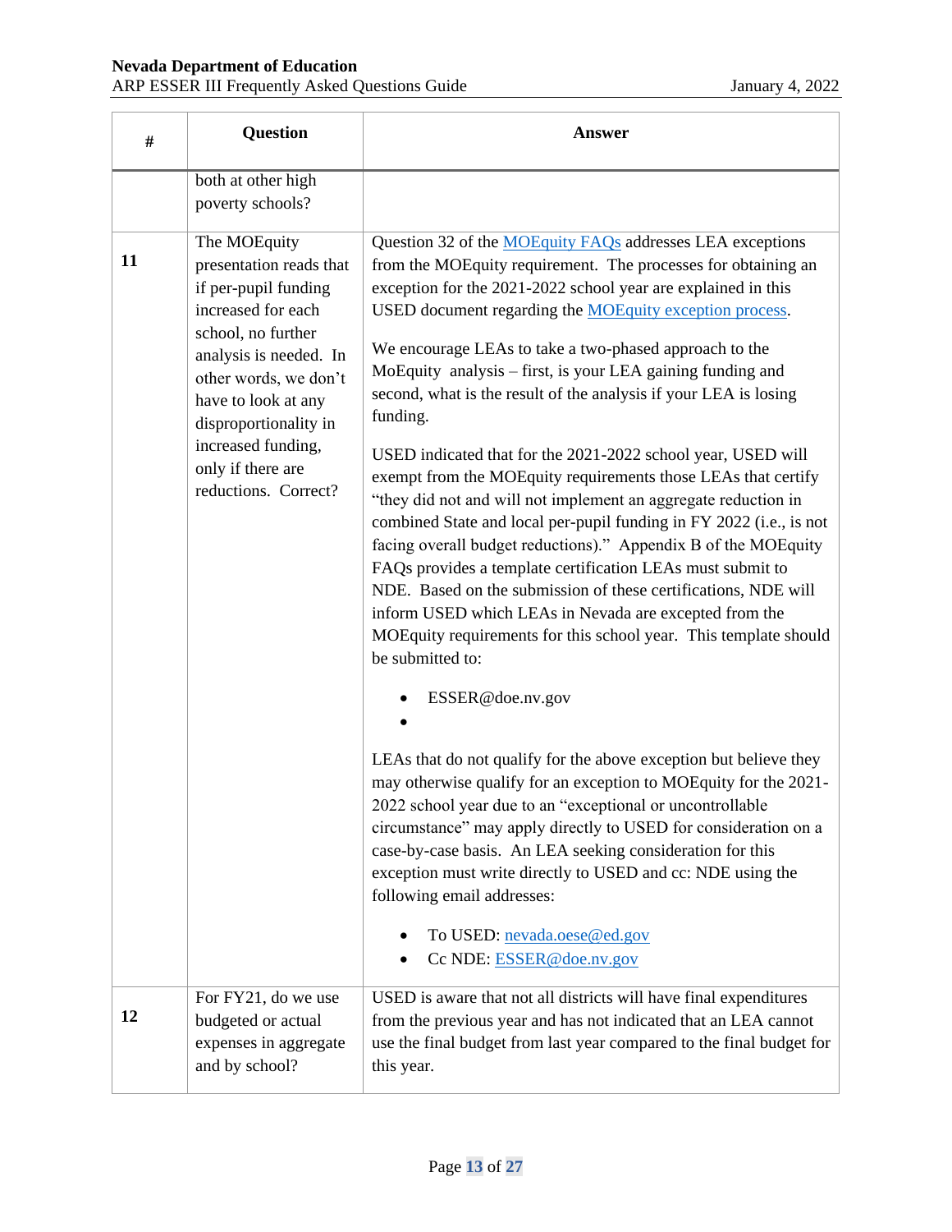| # | Question | Answer |
|---|---|---|
| | both at other high poverty schools? | |
| 11 | The MOEquity presentation reads that if per-pupil funding increased for each school, no further analysis is needed. In other words, we don't have to look at any disproportionality in increased funding, only if there are reductions. Correct? | Question 32 of the MOEquity FAQs addresses LEA exceptions from the MOEquity requirement. The processes for obtaining an exception for the 2021-2022 school year are explained in this USED document regarding the MOEquity exception process.<br><br>We encourage LEAs to take a two-phased approach to the MoEquity analysis – first, is your LEA gaining funding and second, what is the result of the analysis if your LEA is losing funding.<br><br>USED indicated that for the 2021-2022 school year, USED will exempt from the MOEquity requirements those LEAs that certify "they did not and will not implement an aggregate reduction in combined State and local per-pupil funding in FY 2022 (i.e., is not facing overall budget reductions)." Appendix B of the MOEquity FAQs provides a template certification LEAs must submit to NDE. Based on the submission of these certifications, NDE will inform USED which LEAs in Nevada are excepted from the MOEquity requirements for this school year. This template should be submitted to:<br><br>• ESSER@doe.nv.gov<br>•<br><br>LEAs that do not qualify for the above exception but believe they may otherwise qualify for an exception to MOEquity for the 2021-2022 school year due to an "exceptional or uncontrollable circumstance" may apply directly to USED for consideration on a case-by-case basis. An LEA seeking consideration for this exception must write directly to USED and cc: NDE using the following email addresses:<br><br>• To USED: nevada.oese@ed.gov<br>• Cc NDE: ESSER@doe.nv.gov |
| 12 | For FY21, do we use budgeted or actual expenses in aggregate and by school? | USED is aware that not all districts will have final expenditures from the previous year and has not indicated that an LEA cannot use the final budget from last year compared to the final budget for this year. |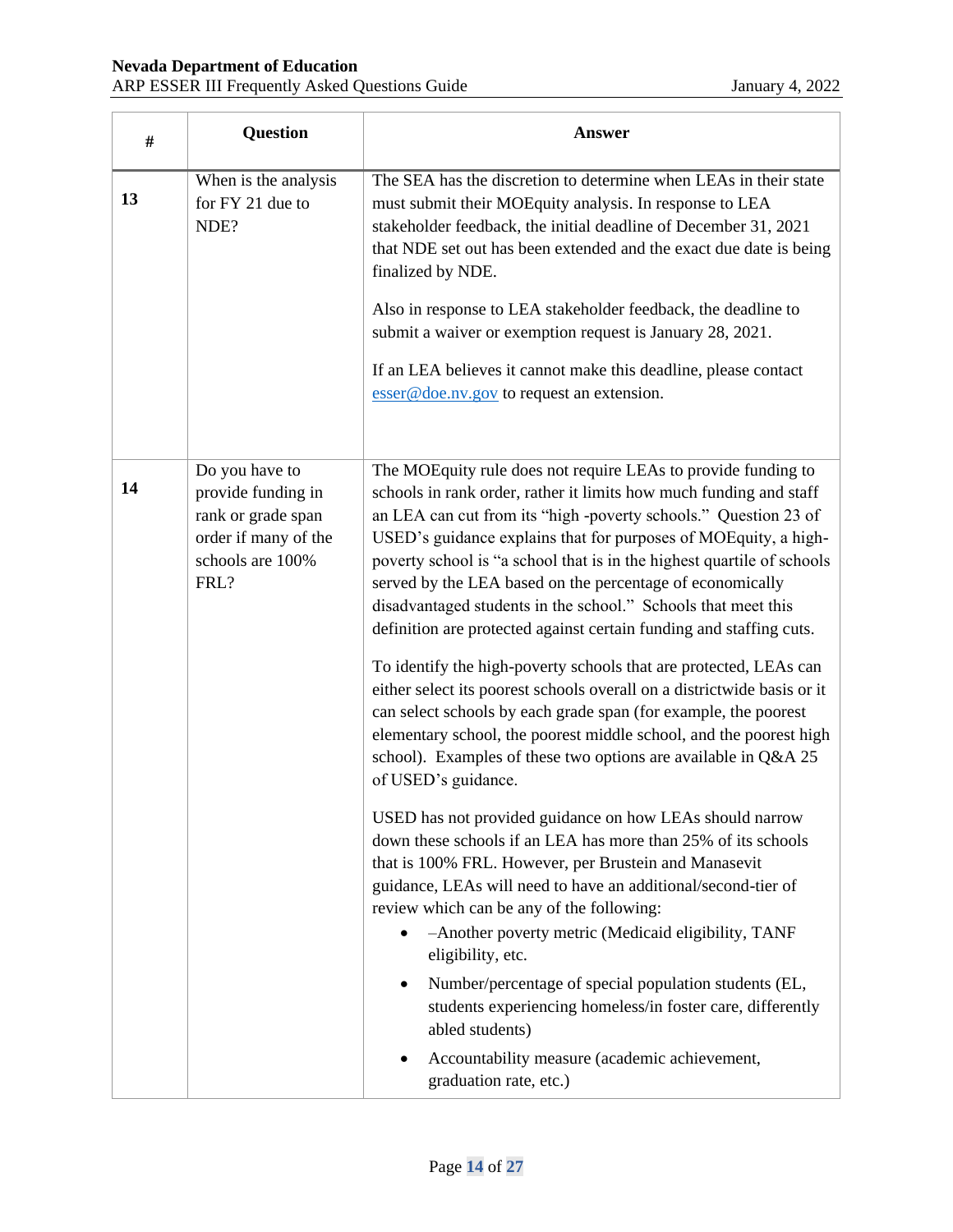| # | Question | Answer |
|---|---|---|
| **13** | When is the analysis for FY 21 due to NDE? | The SEA has the discretion to determine when LEAs in their state must submit their MOEquity analysis. In response to LEA stakeholder feedback, the initial deadline of December 31, 2021 that NDE set out has been extended and the exact due date is being finalized by NDE.<br><br>Also in response to LEA stakeholder feedback, the deadline to submit a waiver or exemption request is January 28, 2021.<br><br>If an LEA believes it cannot make this deadline, please contact esser@doe.nv.gov to request an extension. |
| **14** | Do you have to provide funding in rank or grade span order if many of the schools are 100% FRL? | The MOEquity rule does not require LEAs to provide funding to schools in rank order, rather it limits how much funding and staff an LEA can cut from its "high -poverty schools." Question 23 of USED's guidance explains that for purposes of MOEquity, a high-poverty school is "a school that is in the highest quartile of schools served by the LEA based on the percentage of economically disadvantaged students in the school." Schools that meet this definition are protected against certain funding and staffing cuts.<br><br>To identify the high-poverty schools that are protected, LEAs can either select its poorest schools overall on a districtwide basis or it can select schools by each grade span (for example, the poorest elementary school, the poorest middle school, and the poorest high school). Examples of these two options are available in Q&A 25 of USED's guidance.<br><br>USED has not provided guidance on how LEAs should narrow down these schools if an LEA has more than 25% of its schools that is 100% FRL. However, per Brustein and Manasevit guidance, LEAs will need to have an additional/second-tier of review which can be any of the following:<br>• –Another poverty metric (Medicaid eligibility, TANF eligibility, etc.<br>• Number/percentage of special population students (EL, students experiencing homeless/in foster care, differently abled students)<br>• Accountability measure (academic achievement, graduation rate, etc.) |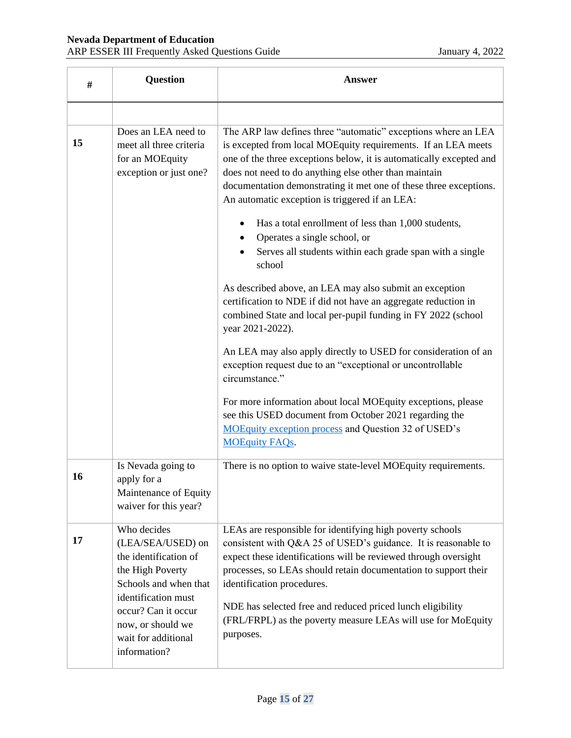| # | Question | Answer |
|---|---|---|
| | | |
| 15 | Does an LEA need to meet all three criteria for an MOEquity exception or just one? | The ARP law defines three "automatic" exceptions where an LEA is excepted from local MOEquity requirements. If an LEA meets one of the three exceptions below, it is automatically excepted and does not need to do anything else other than maintain documentation demonstrating it met one of these three exceptions. An automatic exception is triggered if an LEA:<br><br>• Has a total enrollment of less than 1,000 students,<br>• Operates a single school, or<br>• Serves all students within each grade span with a single school<br><br>As described above, an LEA may also submit an exception certification to NDE if did not have an aggregate reduction in combined State and local per-pupil funding in FY 2022 (school year 2021-2022).<br><br>An LEA may also apply directly to USED for consideration of an exception request due to an "exceptional or uncontrollable circumstance."<br><br>For more information about local MOEquity exceptions, please see this USED document from October 2021 regarding the MOEquity exception process and Question 32 of USED's MOEquity FAQs. |
| 16 | Is Nevada going to apply for a Maintenance of Equity waiver for this year? | There is no option to waive state-level MOEquity requirements. |
| 17 | Who decides (LEA/SEA/USED) on the identification of the High Poverty Schools and when that identification must occur? Can it occur now, or should we wait for additional information? | LEAs are responsible for identifying high poverty schools consistent with Q&A 25 of USED's guidance. It is reasonable to expect these identifications will be reviewed through oversight processes, so LEAs should retain documentation to support their identification procedures.<br><br>NDE has selected free and reduced priced lunch eligibility (FRL/FRPL) as the poverty measure LEAs will use for MoEquity purposes. |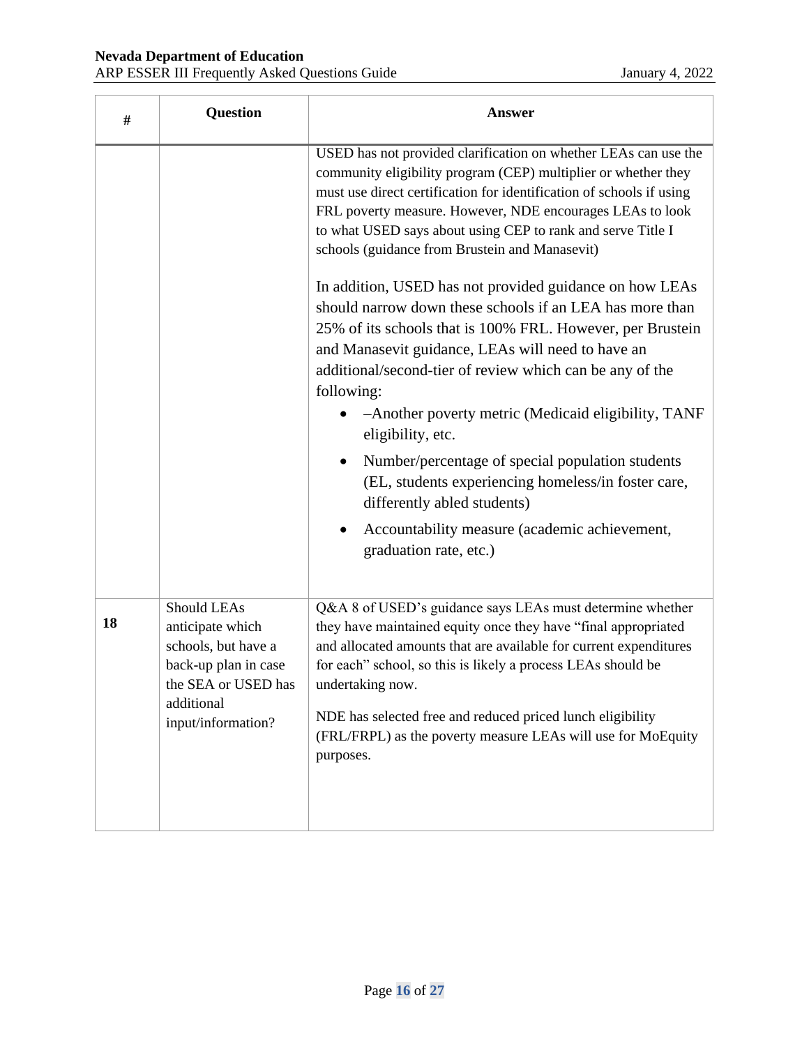| # | Question | Answer |
|---|---|---|
| | | USED has not provided clarification on whether LEAs can use the community eligibility program (CEP) multiplier or whether they must use direct certification for identification of schools if using FRL poverty measure. However, NDE encourages LEAs to look to what USED says about using CEP to rank and serve Title I schools (guidance from Brustein and Manasevit)<br><br>In addition, USED has not provided guidance on how LEAs should narrow down these schools if an LEA has more than 25% of its schools that is 100% FRL. However, per Brustein and Manasevit guidance, LEAs will need to have an additional/second-tier of review which can be any of the following:<br>• –Another poverty metric (Medicaid eligibility, TANF eligibility, etc.<br>• Number/percentage of special population students (EL, students experiencing homeless/in foster care, differently abled students)<br>• Accountability measure (academic achievement, graduation rate, etc.) |
| **18** | Should LEAs anticipate which schools, but have a back-up plan in case the SEA or USED has additional input/information? | Q&A 8 of USED's guidance says LEAs must determine whether they have maintained equity once they have "final appropriated and allocated amounts that are available for current expenditures for each" school, so this is likely a process LEAs should be undertaking now.<br><br>NDE has selected free and reduced priced lunch eligibility (FRL/FRPL) as the poverty measure LEAs will use for MoEquity purposes. |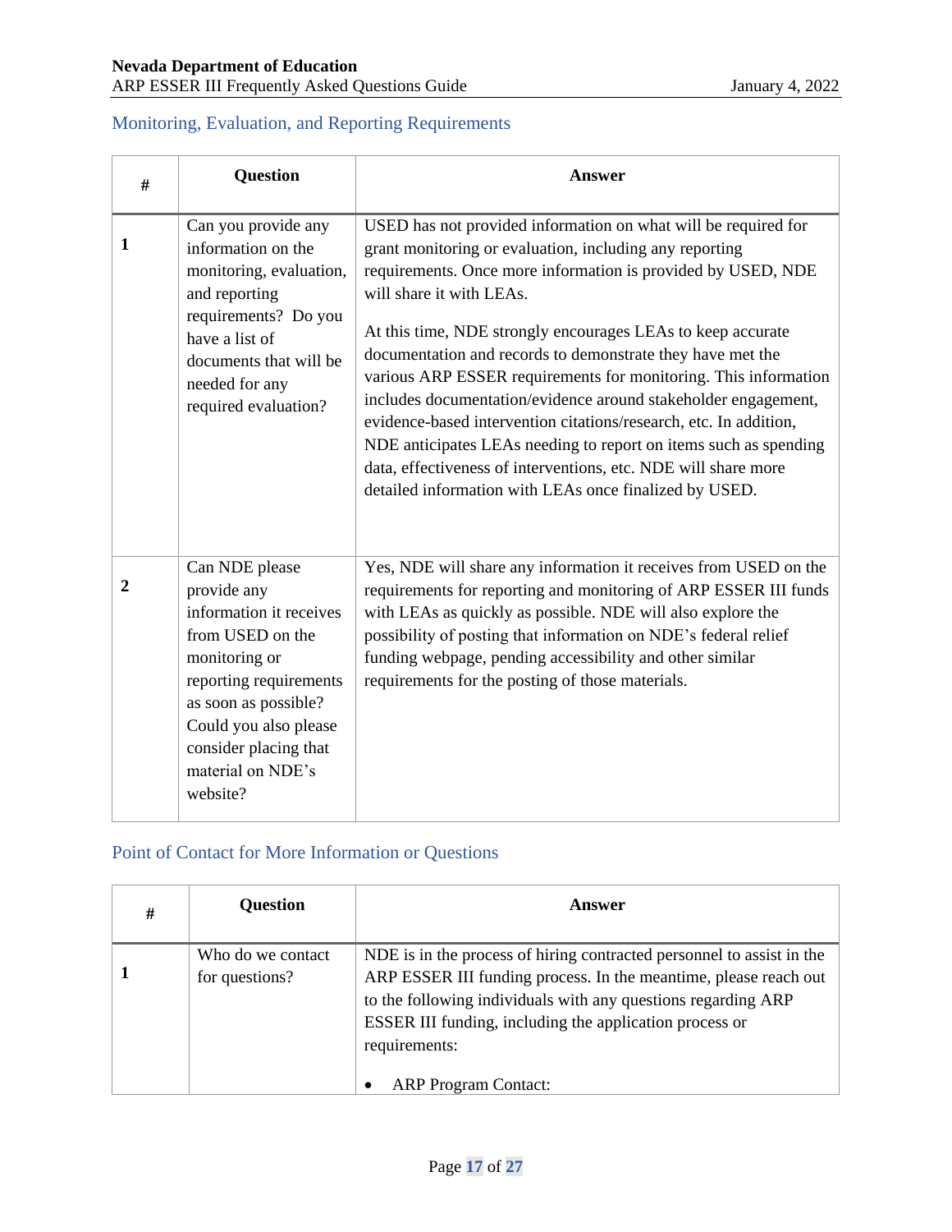## Monitoring, Evaluation, and Reporting Requirements

| # | Question | Answer |
|---|---|---|
| 1 | Can you provide any information on the monitoring, evaluation, and reporting requirements? Do you have a list of documents that will be needed for any required evaluation? | USED has not provided information on what will be required for grant monitoring or evaluation, including any reporting requirements. Once more information is provided by USED, NDE will share it with LEAs.<br><br>At this time, NDE strongly encourages LEAs to keep accurate documentation and records to demonstrate they have met the various ARP ESSER requirements for monitoring. This information includes documentation/evidence around stakeholder engagement, evidence-based intervention citations/research, etc. In addition, NDE anticipates LEAs needing to report on items such as spending data, effectiveness of interventions, etc. NDE will share more detailed information with LEAs once finalized by USED. |
| 2 | Can NDE please provide any information it receives from USED on the monitoring or reporting requirements as soon as possible? Could you also please consider placing that material on NDE's website? | Yes, NDE will share any information it receives from USED on the requirements for reporting and monitoring of ARP ESSER III funds with LEAs as quickly as possible. NDE will also explore the possibility of posting that information on NDE's federal relief funding webpage, pending accessibility and other similar requirements for the posting of those materials. |

## Point of Contact for More Information or Questions

| # | Question | Answer |
|---|---|---|
| 1 | Who do we contact for questions? | NDE is in the process of hiring contracted personnel to assist in the ARP ESSER III funding process. In the meantime, please reach out to the following individuals with any questions regarding ARP ESSER III funding, including the application process or requirements:<br><br>• ARP Program Contact: |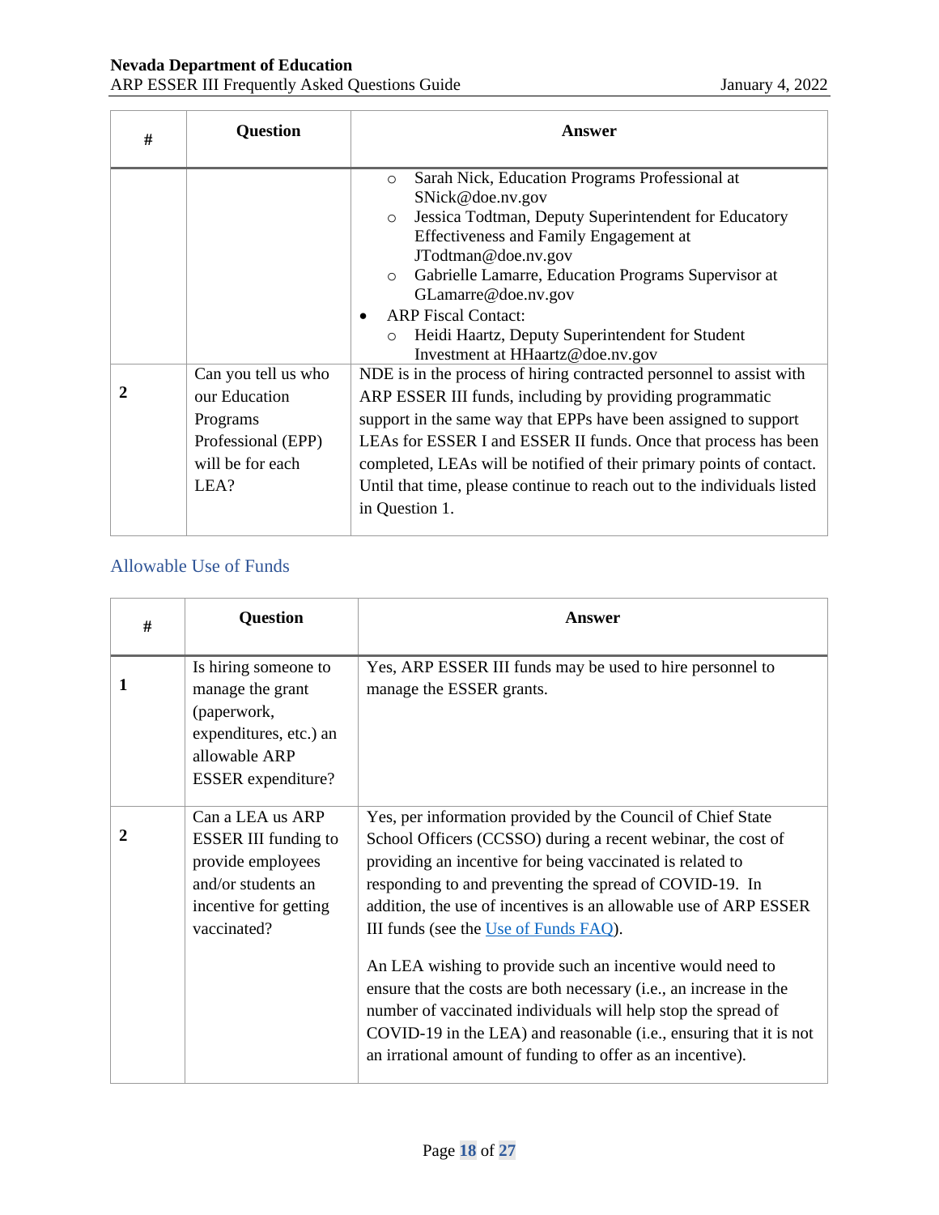| # | Question | Answer |
|---|---|---|
| | | ○ Sarah Nick, Education Programs Professional at SNick@doe.nv.gov<br>○ Jessica Todtman, Deputy Superintendent for Educatory Effectiveness and Family Engagement at JTodtman@doe.nv.gov<br>○ Gabrielle Lamarre, Education Programs Supervisor at GLamarre@doe.nv.gov<br>• ARP Fiscal Contact:<br>○ Heidi Haartz, Deputy Superintendent for Student Investment at HHaartz@doe.nv.gov |
| **2** | Can you tell us who our Education Programs Professional (EPP) will be for each LEA? | NDE is in the process of hiring contracted personnel to assist with ARP ESSER III funds, including by providing programmatic support in the same way that EPPs have been assigned to support LEAs for ESSER I and ESSER II funds. Once that process has been completed, LEAs will be notified of their primary points of contact. Until that time, please continue to reach out to the individuals listed in Question 1. |

## Allowable Use of Funds

| # | Question | Answer |
|---|---|---|
| **1** | Is hiring someone to manage the grant (paperwork, expenditures, etc.) an allowable ARP ESSER expenditure? | Yes, ARP ESSER III funds may be used to hire personnel to manage the ESSER grants. |
| **2** | Can a LEA us ARP ESSER III funding to provide employees and/or students an incentive for getting vaccinated? | Yes, per information provided by the Council of Chief State School Officers (CCSSO) during a recent webinar, the cost of providing an incentive for being vaccinated is related to responding to and preventing the spread of COVID-19. In addition, the use of incentives is an allowable use of ARP ESSER III funds (see the Use of Funds FAQ).<br><br>An LEA wishing to provide such an incentive would need to ensure that the costs are both necessary (i.e., an increase in the number of vaccinated individuals will help stop the spread of COVID-19 in the LEA) and reasonable (i.e., ensuring that it is not an irrational amount of funding to offer as an incentive). |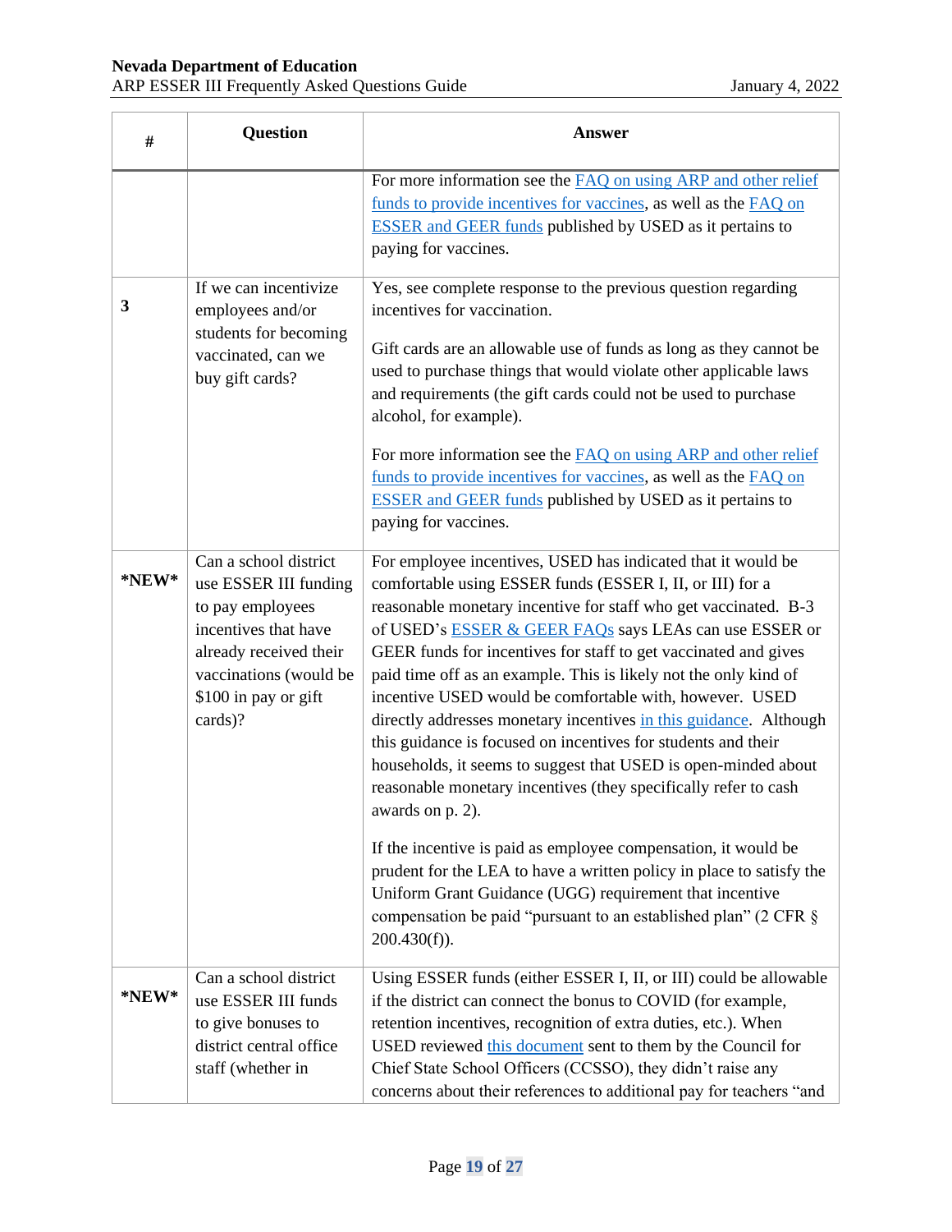| # | Question | Answer |
|---|---|---|
| | | For more information see the FAQ on using ARP and other relief funds to provide incentives for vaccines, as well as the FAQ on ESSER and GEER funds published by USED as it pertains to paying for vaccines. |
| **3** | If we can incentivize employees and/or students for becoming vaccinated, can we buy gift cards? | Yes, see complete response to the previous question regarding incentives for vaccination.<br><br>Gift cards are an allowable use of funds as long as they cannot be used to purchase things that would violate other applicable laws and requirements (the gift cards could not be used to purchase alcohol, for example).<br><br>For more information see the FAQ on using ARP and other relief funds to provide incentives for vaccines, as well as the FAQ on ESSER and GEER funds published by USED as it pertains to paying for vaccines. |
| ***NEW*** | Can a school district use ESSER III funding to pay employees incentives that have already received their vaccinations (would be $100 in pay or gift cards)? | For employee incentives, USED has indicated that it would be comfortable using ESSER funds (ESSER I, II, or III) for a reasonable monetary incentive for staff who get vaccinated. B-3 of USED's ESSER & GEER FAQs says LEAs can use ESSER or GEER funds for incentives for staff to get vaccinated and gives paid time off as an example. This is likely not the only kind of incentive USED would be comfortable with, however. USED directly addresses monetary incentives in this guidance. Although this guidance is focused on incentives for students and their households, it seems to suggest that USED is open-minded about reasonable monetary incentives (they specifically refer to cash awards on p. 2).<br><br>If the incentive is paid as employee compensation, it would be prudent for the LEA to have a written policy in place to satisfy the Uniform Grant Guidance (UGG) requirement that incentive compensation be paid "pursuant to an established plan" (2 CFR § 200.430(f)). |
| ***NEW*** | Can a school district use ESSER III funds to give bonuses to district central office staff (whether in | Using ESSER funds (either ESSER I, II, or III) could be allowable if the district can connect the bonus to COVID (for example, retention incentives, recognition of extra duties, etc.). When USED reviewed this document sent to them by the Council for Chief State School Officers (CCSSO), they didn't raise any concerns about their references to additional pay for teachers "and |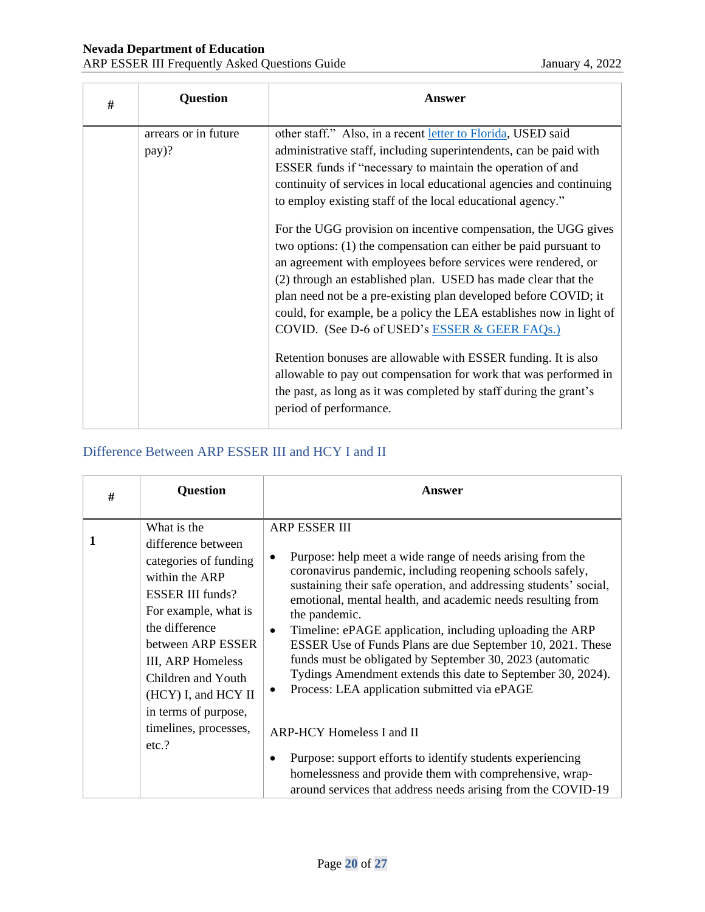| # | Question | Answer |
|---|---|---|
| | arrears or in future pay)? | other staff." Also, in a recent letter to Florida, USED said administrative staff, including superintendents, can be paid with ESSER funds if "necessary to maintain the operation of and continuity of services in local educational agencies and continuing to employ existing staff of the local educational agency."<br><br>For the UGG provision on incentive compensation, the UGG gives two options: (1) the compensation can either be paid pursuant to an agreement with employees before services were rendered, or (2) through an established plan. USED has made clear that the plan need not be a pre-existing plan developed before COVID; it could, for example, be a policy the LEA establishes now in light of COVID. (See D-6 of USED's ESSER & GEER FAQs.)<br><br>Retention bonuses are allowable with ESSER funding. It is also allowable to pay out compensation for work that was performed in the past, as long as it was completed by staff during the grant's period of performance. |

## Difference Between ARP ESSER III and HCY I and II

| # | Question | Answer |
|---|---|---|
| 1 | What is the difference between categories of funding within the ARP ESSER III funds? For example, what is the difference between ARP ESSER III, ARP Homeless Children and Youth (HCY) I, and HCY II in terms of purpose, timelines, processes, etc.? | ARP ESSER III<br><br>• Purpose: help meet a wide range of needs arising from the coronavirus pandemic, including reopening schools safely, sustaining their safe operation, and addressing students' social, emotional, mental health, and academic needs resulting from the pandemic.<br>• Timeline: ePAGE application, including uploading the ARP ESSER Use of Funds Plans are due September 10, 2021. These funds must be obligated by September 30, 2023 (automatic Tydings Amendment extends this date to September 30, 2024).<br>• Process: LEA application submitted via ePAGE<br><br>ARP-HCY Homeless I and II<br><br>• Purpose: support efforts to identify students experiencing homelessness and provide them with comprehensive, wrap-around services that address needs arising from the COVID-19 |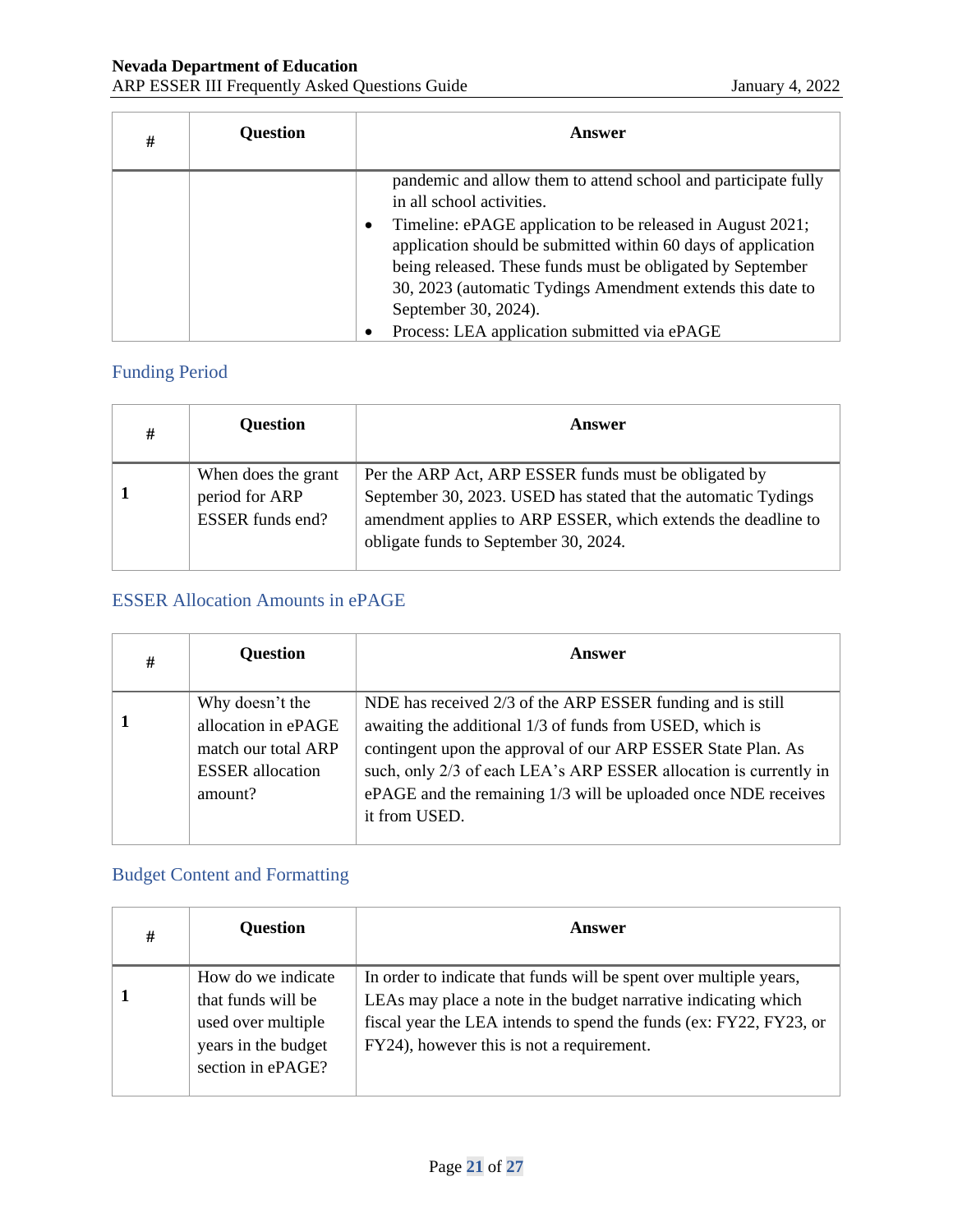| # | Question | Answer |
|---|---|---|
| | | pandemic and allow them to attend school and participate fully in all school activities.<br>• Timeline: ePAGE application to be released in August 2021; application should be submitted within 60 days of application being released. These funds must be obligated by September 30, 2023 (automatic Tydings Amendment extends this date to September 30, 2024).<br>• Process: LEA application submitted via ePAGE |

## Funding Period

| # | Question | Answer |
|---|---|---|
| **1** | When does the grant period for ARP ESSER funds end? | Per the ARP Act, ARP ESSER funds must be obligated by September 30, 2023. USED has stated that the automatic Tydings amendment applies to ARP ESSER, which extends the deadline to obligate funds to September 30, 2024. |

## ESSER Allocation Amounts in ePAGE

| # | Question | Answer |
|---|---|---|
| **1** | Why doesn't the allocation in ePAGE match our total ARP ESSER allocation amount? | NDE has received 2/3 of the ARP ESSER funding and is still awaiting the additional 1/3 of funds from USED, which is contingent upon the approval of our ARP ESSER State Plan. As such, only 2/3 of each LEA's ARP ESSER allocation is currently in ePAGE and the remaining 1/3 will be uploaded once NDE receives it from USED. |

## Budget Content and Formatting

| # | Question | Answer |
|---|---|---|
| **1** | How do we indicate that funds will be used over multiple years in the budget section in ePAGE? | In order to indicate that funds will be spent over multiple years, LEAs may place a note in the budget narrative indicating which fiscal year the LEA intends to spend the funds (ex: FY22, FY23, or FY24), however this is not a requirement. |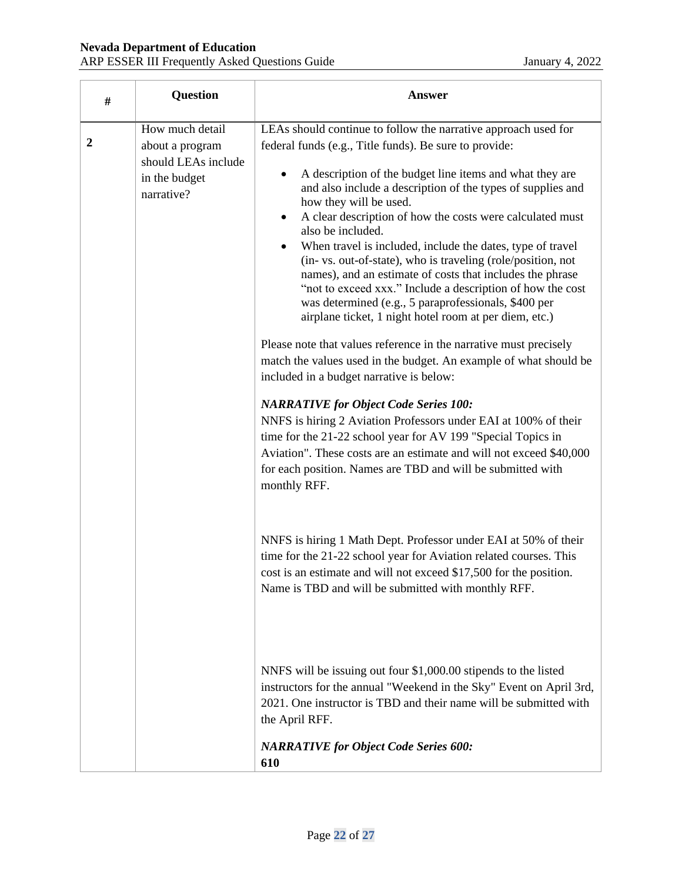| # | Question | Answer |
|---|---|---|
| 2 | How much detail about a program should LEAs include in the budget narrative? | LEAs should continue to follow the narrative approach used for federal funds (e.g., Title funds). Be sure to provide:<br><br>• A description of the budget line items and what they are and also include a description of the types of supplies and how they will be used.<br>• A clear description of how the costs were calculated must also be included.<br>• When travel is included, include the dates, type of travel (in- vs. out-of-state), who is traveling (role/position, not names), and an estimate of costs that includes the phrase "not to exceed xxx." Include a description of how the cost was determined (e.g., 5 paraprofessionals, $400 per airplane ticket, 1 night hotel room at per diem, etc.)<br><br>Please note that values reference in the narrative must precisely match the values used in the budget. An example of what should be included in a budget narrative is below:<br><br>***NARRATIVE for Object Code Series 100:***<br>NNFS is hiring 2 Aviation Professors under EAI at 100% of their time for the 21-22 school year for AV 199 "Special Topics in Aviation". These costs are an estimate and will not exceed $40,000 for each position. Names are TBD and will be submitted with monthly RFF.<br><br>NNFS is hiring 1 Math Dept. Professor under EAI at 50% of their time for the 21-22 school year for Aviation related courses. This cost is an estimate and will not exceed $17,500 for the position. Name is TBD and will be submitted with monthly RFF.<br><br>NNFS will be issuing out four $1,000.00 stipends to the listed instructors for the annual "Weekend in the Sky" Event on April 3rd, 2021. One instructor is TBD and their name will be submitted with the April RFF.<br><br>***NARRATIVE for Object Code Series 600:***<br>**610** |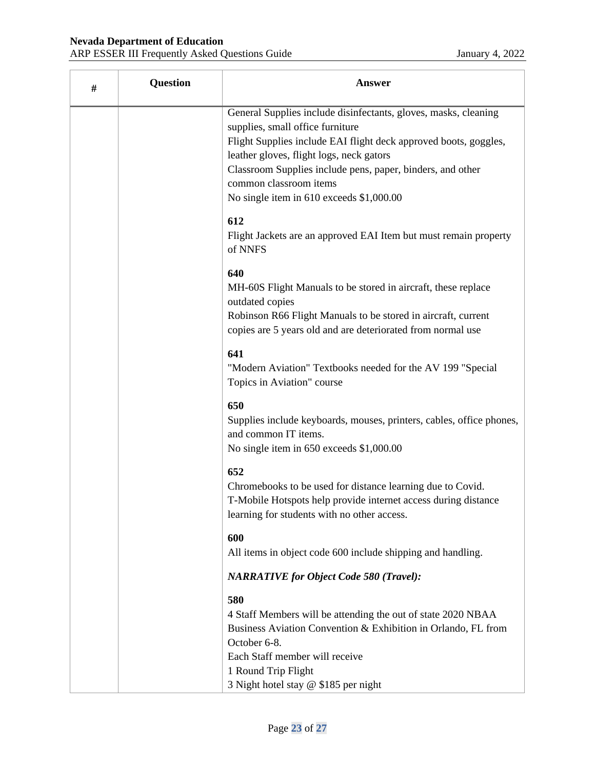| # | Question | Answer |
|---|---|---|
| | | General Supplies include disinfectants, gloves, masks, cleaning supplies, small office furniture<br>Flight Supplies include EAI flight deck approved boots, goggles, leather gloves, flight logs, neck gators<br>Classroom Supplies include pens, paper, binders, and other common classroom items<br>No single item in 610 exceeds $1,000.00<br><br>**612**<br>Flight Jackets are an approved EAI Item but must remain property of NNFS<br><br>**640**<br>MH-60S Flight Manuals to be stored in aircraft, these replace outdated copies<br>Robinson R66 Flight Manuals to be stored in aircraft, current copies are 5 years old and are deteriorated from normal use<br><br>**641**<br>"Modern Aviation" Textbooks needed for the AV 199 "Special Topics in Aviation" course<br><br>**650**<br>Supplies include keyboards, mouses, printers, cables, office phones, and common IT items.<br>No single item in 650 exceeds $1,000.00<br><br>**652**<br>Chromebooks to be used for distance learning due to Covid.<br>T-Mobile Hotspots help provide internet access during distance learning for students with no other access.<br><br>**600**<br>All items in object code 600 include shipping and handling.<br><br>***NARRATIVE for Object Code 580 (Travel):***<br><br>**580**<br>4 Staff Members will be attending the out of state 2020 NBAA Business Aviation Convention & Exhibition in Orlando, FL from October 6-8.<br>Each Staff member will receive<br>1 Round Trip Flight<br>3 Night hotel stay @ $185 per night |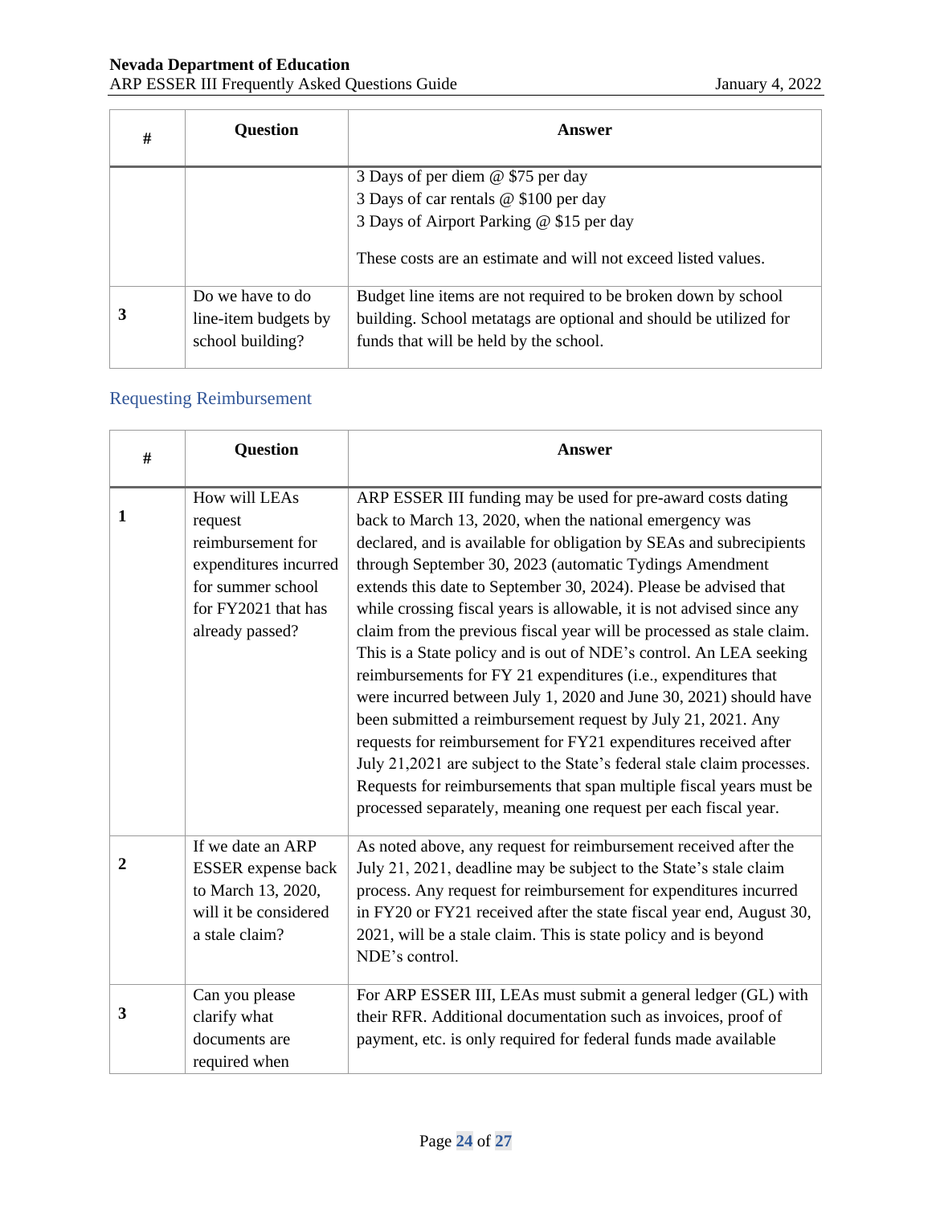| # | Question | Answer |
|---|---|---|
| | | 3 Days of per diem @ $75 per day<br>3 Days of car rentals @ $100 per day<br>3 Days of Airport Parking @ $15 per day<br><br>These costs are an estimate and will not exceed listed values. |
| **3** | Do we have to do line-item budgets by school building? | Budget line items are not required to be broken down by school building. School metatags are optional and should be utilized for funds that will be held by the school. |

### Requesting Reimbursement

| # | Question | Answer |
|---|---|---|
| **1** | How will LEAs request reimbursement for expenditures incurred for summer school for FY2021 that has already passed? | ARP ESSER III funding may be used for pre-award costs dating back to March 13, 2020, when the national emergency was declared, and is available for obligation by SEAs and subrecipients through September 30, 2023 (automatic Tydings Amendment extends this date to September 30, 2024). Please be advised that while crossing fiscal years is allowable, it is not advised since any claim from the previous fiscal year will be processed as stale claim. This is a State policy and is out of NDE's control. An LEA seeking reimbursements for FY 21 expenditures (i.e., expenditures that were incurred between July 1, 2020 and June 30, 2021) should have been submitted a reimbursement request by July 21, 2021. Any requests for reimbursement for FY21 expenditures received after July 21,2021 are subject to the State's federal stale claim processes. Requests for reimbursements that span multiple fiscal years must be processed separately, meaning one request per each fiscal year. |
| **2** | If we date an ARP ESSER expense back to March 13, 2020, will it be considered a stale claim? | As noted above, any request for reimbursement received after the July 21, 2021, deadline may be subject to the State's stale claim process. Any request for reimbursement for expenditures incurred in FY20 or FY21 received after the state fiscal year end, August 30, 2021, will be a stale claim. This is state policy and is beyond NDE's control. |
| **3** | Can you please clarify what documents are required when | For ARP ESSER III, LEAs must submit a general ledger (GL) with their RFR. Additional documentation such as invoices, proof of payment, etc. is only required for federal funds made available |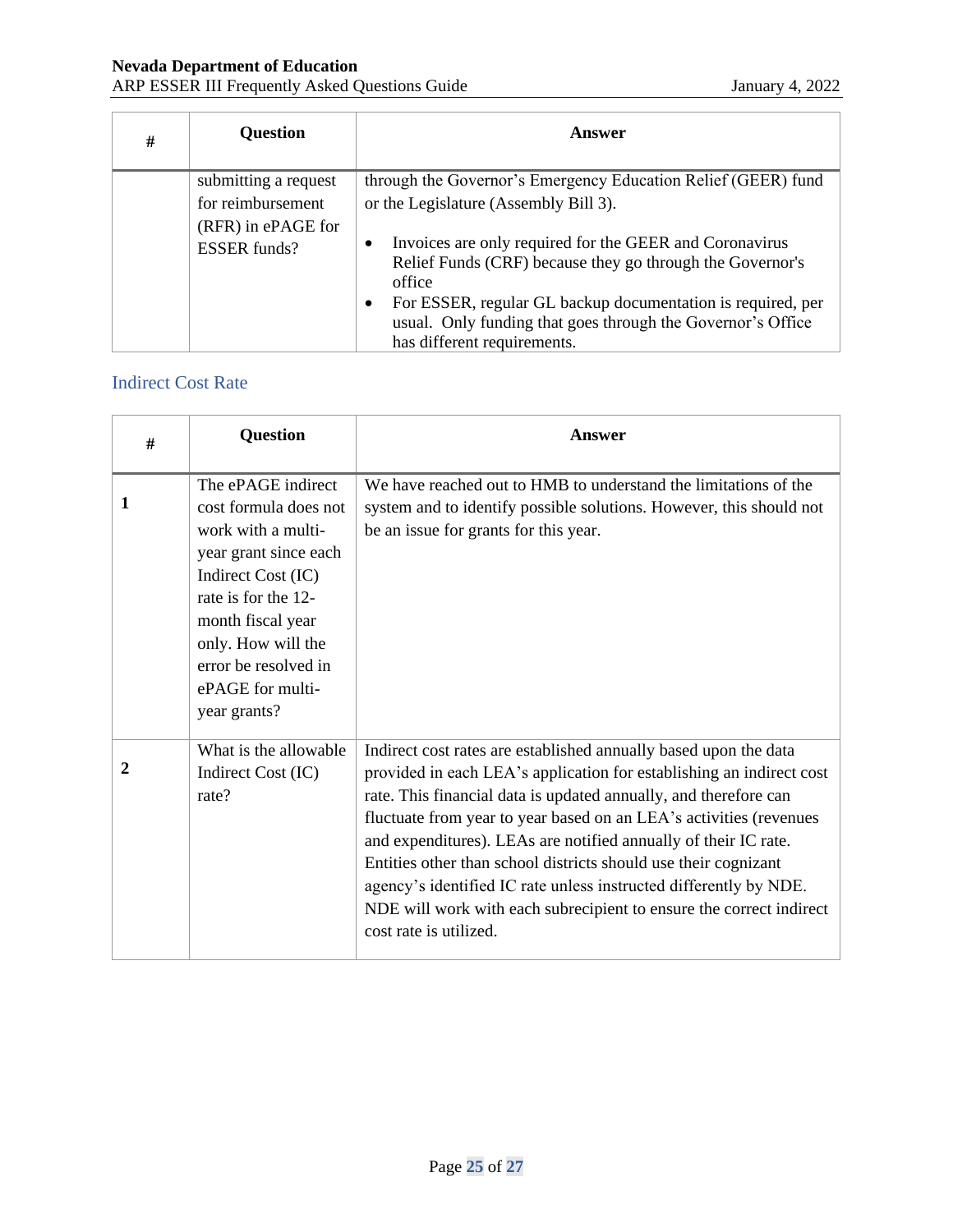| # | Question | Answer |
|---|---|---|
| | submitting a request for reimbursement (RFR) in ePAGE for ESSER funds? | through the Governor's Emergency Education Relief (GEER) fund or the Legislature (Assembly Bill 3).<br>• Invoices are only required for the GEER and Coronavirus Relief Funds (CRF) because they go through the Governor's office<br>• For ESSER, regular GL backup documentation is required, per usual. Only funding that goes through the Governor's Office has different requirements. |

## Indirect Cost Rate

| # | Question | Answer |
|---|---|---|
| **1** | The ePAGE indirect cost formula does not work with a multi-year grant since each Indirect Cost (IC) rate is for the 12-month fiscal year only. How will the error be resolved in ePAGE for multi-year grants? | We have reached out to HMB to understand the limitations of the system and to identify possible solutions. However, this should not be an issue for grants for this year. |
| **2** | What is the allowable Indirect Cost (IC) rate? | Indirect cost rates are established annually based upon the data provided in each LEA's application for establishing an indirect cost rate. This financial data is updated annually, and therefore can fluctuate from year to year based on an LEA's activities (revenues and expenditures). LEAs are notified annually of their IC rate. Entities other than school districts should use their cognizant agency's identified IC rate unless instructed differently by NDE. NDE will work with each subrecipient to ensure the correct indirect cost rate is utilized. |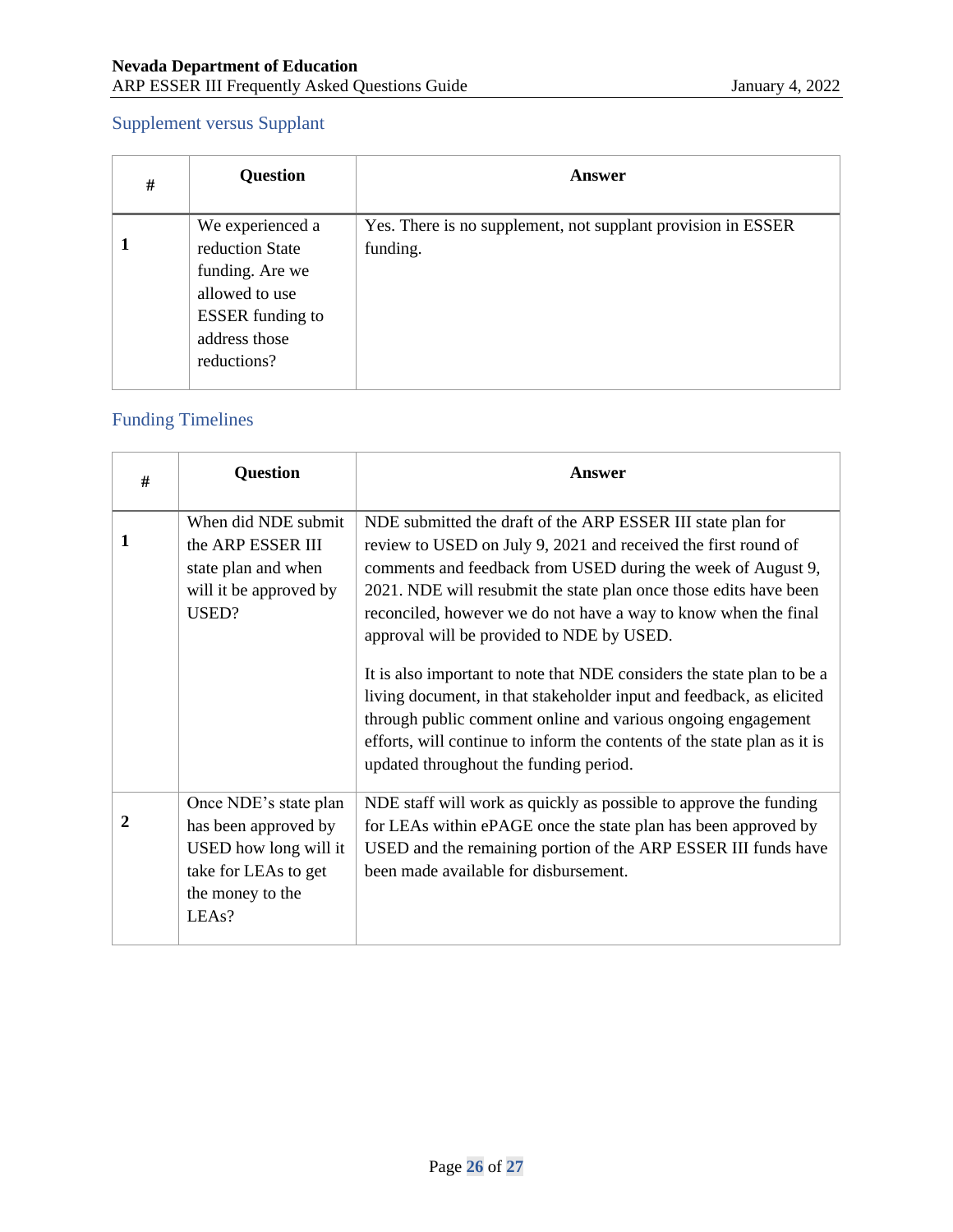## Supplement versus Supplant

| # | Question | Answer |
|---|---|---|
| 1 | We experienced a reduction State funding. Are we allowed to use ESSER funding to address those reductions? | Yes. There is no supplement, not supplant provision in ESSER funding. |

## Funding Timelines

| # | Question | Answer |
|---|---|---|
| 1 | When did NDE submit the ARP ESSER III state plan and when will it be approved by USED? | NDE submitted the draft of the ARP ESSER III state plan for review to USED on July 9, 2021 and received the first round of comments and feedback from USED during the week of August 9, 2021. NDE will resubmit the state plan once those edits have been reconciled, however we do not have a way to know when the final approval will be provided to NDE by USED.<br><br>It is also important to note that NDE considers the state plan to be a living document, in that stakeholder input and feedback, as elicited through public comment online and various ongoing engagement efforts, will continue to inform the contents of the state plan as it is updated throughout the funding period. |
| 2 | Once NDE's state plan has been approved by USED how long will it take for LEAs to get the money to the LEAs? | NDE staff will work as quickly as possible to approve the funding for LEAs within ePAGE once the state plan has been approved by USED and the remaining portion of the ARP ESSER III funds have been made available for disbursement. |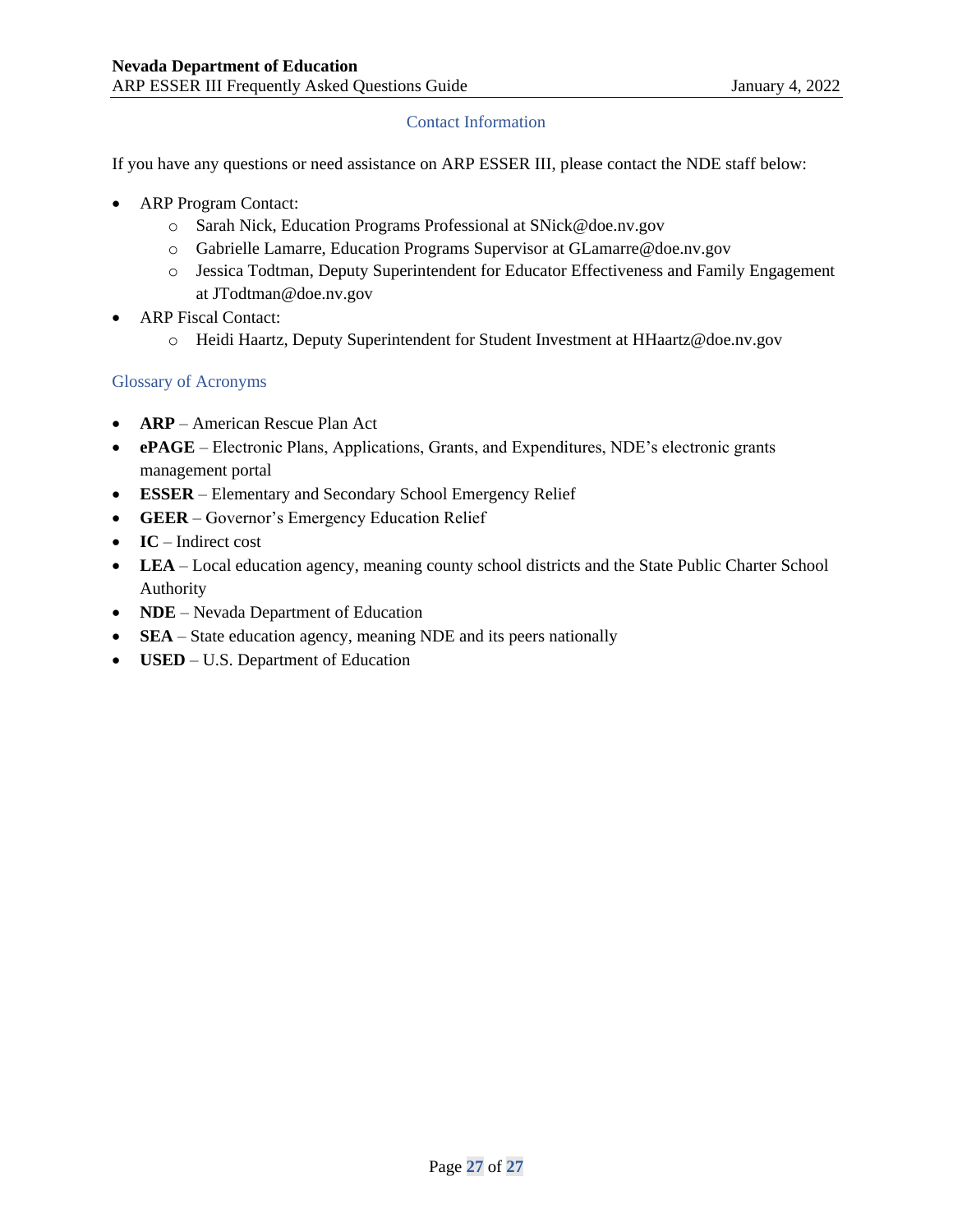## Contact Information

If you have any questions or need assistance on ARP ESSER III, please contact the NDE staff below:

- ARP Program Contact:
  - Sarah Nick, Education Programs Professional at SNick@doe.nv.gov
  - Gabrielle Lamarre, Education Programs Supervisor at GLamarre@doe.nv.gov
  - Jessica Todtman, Deputy Superintendent for Educator Effectiveness and Family Engagement at JTodtman@doe.nv.gov
- ARP Fiscal Contact:
  - Heidi Haartz, Deputy Superintendent for Student Investment at HHaartz@doe.nv.gov

## Glossary of Acronyms

- **ARP** – American Rescue Plan Act
- **ePAGE** – Electronic Plans, Applications, Grants, and Expenditures, NDE's electronic grants management portal
- **ESSER** – Elementary and Secondary School Emergency Relief
- **GEER** – Governor's Emergency Education Relief
- **IC** – Indirect cost
- **LEA** – Local education agency, meaning county school districts and the State Public Charter School Authority
- **NDE** – Nevada Department of Education
- **SEA** – State education agency, meaning NDE and its peers nationally
- **USED** – U.S. Department of Education